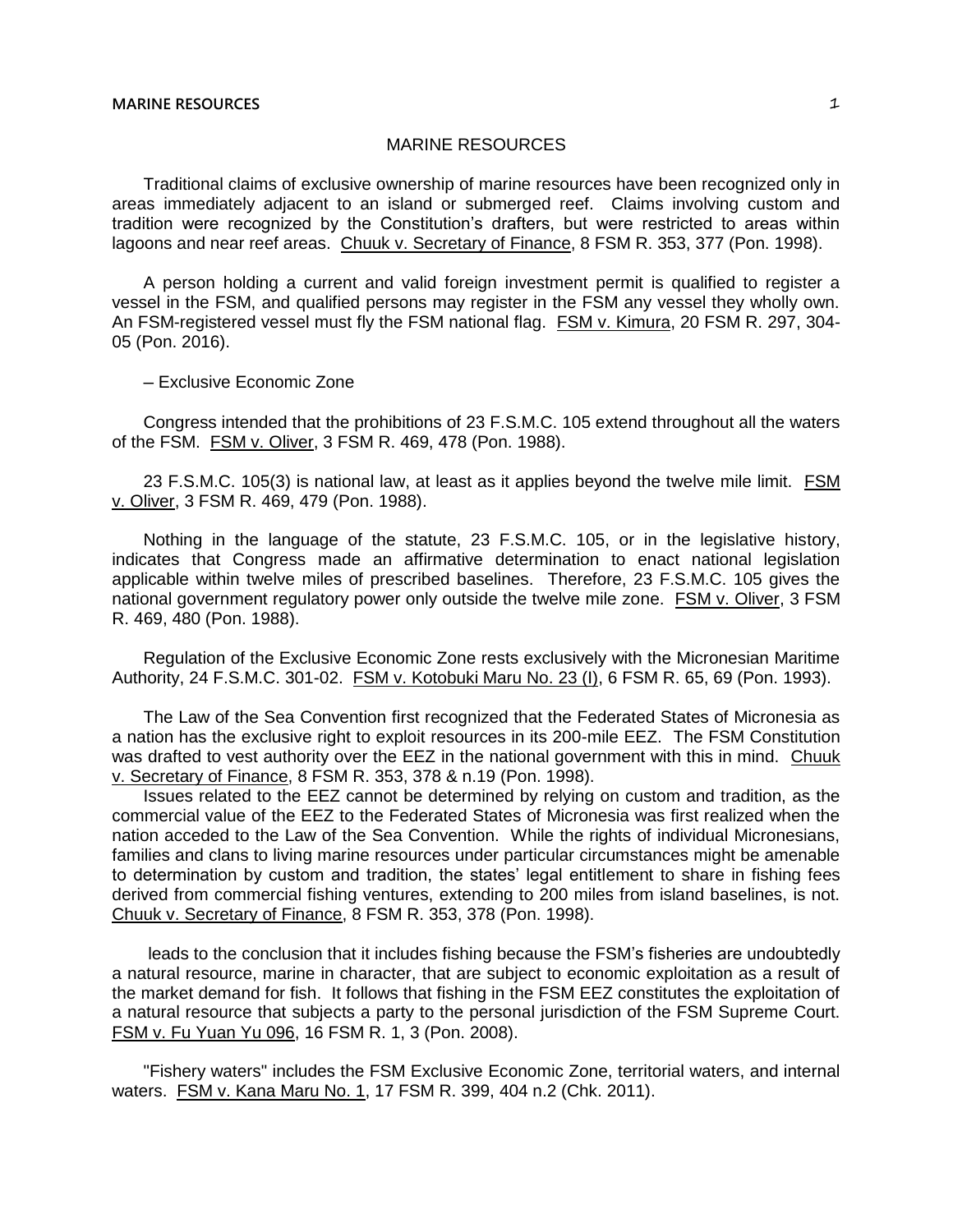# MARINE RESOURCES

Traditional claims of exclusive ownership of marine resources have been recognized only in areas immediately adjacent to an island or submerged reef. Claims involving custom and tradition were recognized by the Constitution's drafters, but were restricted to areas within lagoons and near reef areas. Chuuk v. Secretary of Finance, 8 FSM R. 353, 377 (Pon. 1998).

A person holding a current and valid foreign investment permit is qualified to register a vessel in the FSM, and qualified persons may register in the FSM any vessel they wholly own. An FSM-registered vessel must fly the FSM national flag. FSM v. Kimura, 20 FSM R. 297, 304-05 (Pon. 2016).

## – Exclusive Economic Zone

Congress intended that the prohibitions of 23 F.S.M.C. 105 extend throughout all the waters of the FSM. FSM v. Oliver, 3 FSM R. 469, 478 (Pon. 1988).

23 F.S.M.C. 105(3) is national law, at least as it applies beyond the twelve mile limit. FSM v. Oliver, 3 FSM R. 469, 479 (Pon. 1988).

Nothing in the language of the statute, 23 F.S.M.C. 105, or in the legislative history, indicates that Congress made an affirmative determination to enact national legislation applicable within twelve miles of prescribed baselines. Therefore, 23 F.S.M.C. 105 gives the national government regulatory power only outside the twelve mile zone. FSM v. Oliver, 3 FSM R. 469, 480 (Pon. 1988).

Regulation of the Exclusive Economic Zone rests exclusively with the Micronesian Maritime Authority, 24 F.S.M.C. 301-02. FSM v. Kotobuki Maru No. 23 (I), 6 FSM R. 65, 69 (Pon. 1993).

The Law of the Sea Convention first recognized that the Federated States of Micronesia as a nation has the exclusive right to exploit resources in its 200-mile EEZ. The FSM Constitution was drafted to vest authority over the EEZ in the national government with this in mind. Chuuk v. Secretary of Finance, 8 FSM R. 353, 378 & n.19 (Pon. 1998).

Issues related to the EEZ cannot be determined by relying on custom and tradition, as the commercial value of the EEZ to the Federated States of Micronesia was first realized when the nation acceded to the Law of the Sea Convention. While the rights of individual Micronesians, families and clans to living marine resources under particular circumstances might be amenable to determination by custom and tradition, the states' legal entitlement to share in fishing fees derived from commercial fishing ventures, extending to 200 miles from island baselines, is not. Chuuk v. Secretary of Finance, 8 FSM R. 353, 378 (Pon. 1998).

leads to the conclusion that it includes fishing because the FSM's fisheries are undoubtedly a natural resource, marine in character, that are subject to economic exploitation as a result of the market demand for fish. It follows that fishing in the FSM EEZ constitutes the exploitation of a natural resource that subjects a party to the personal jurisdiction of the FSM Supreme Court. FSM v. Fu Yuan Yu 096, 16 FSM R. 1, 3 (Pon. 2008).

"Fishery waters" includes the FSM Exclusive Economic Zone, territorial waters, and internal waters. FSM v. Kana Maru No. 1, 17 FSM R. 399, 404 n.2 (Chk. 2011).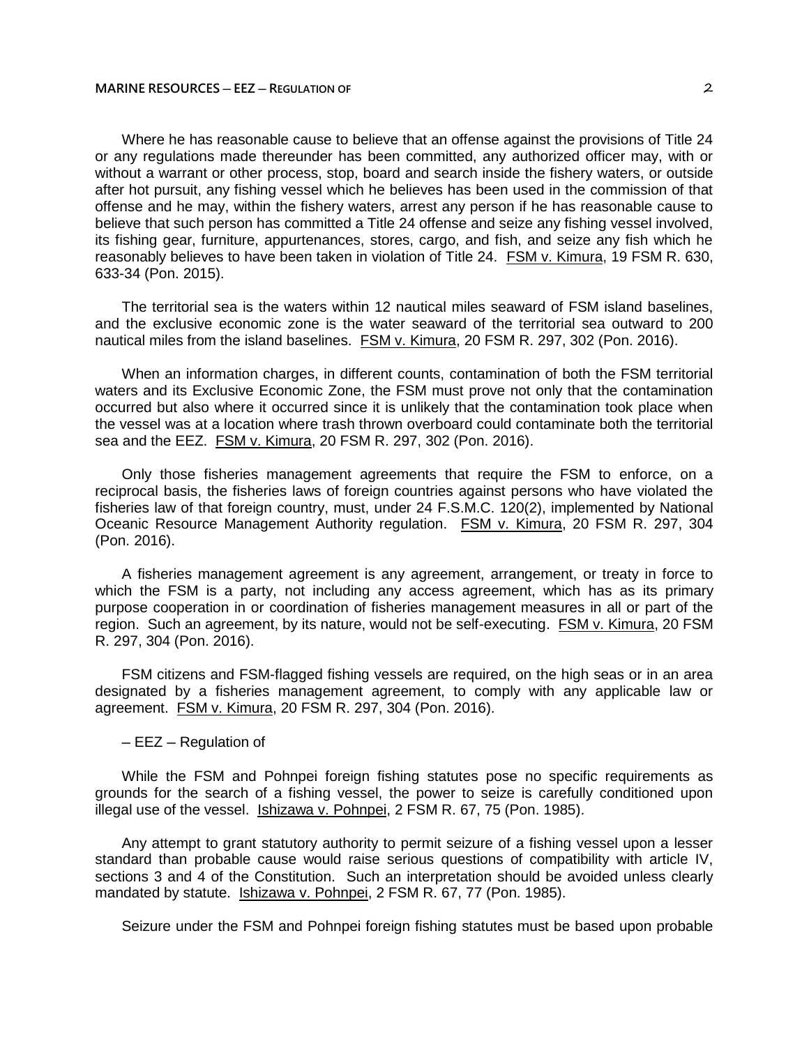Where he has reasonable cause to believe that an offense against the provisions of Title 24 or any regulations made thereunder has been committed, any authorized officer may, with or without a warrant or other process, stop, board and search inside the fishery waters, or outside after hot pursuit, any fishing vessel which he believes has been used in the commission of that offense and he may, within the fishery waters, arrest any person if he has reasonable cause to believe that such person has committed a Title 24 offense and seize any fishing vessel involved, its fishing gear, furniture, appurtenances, stores, cargo, and fish, and seize any fish which he reasonably believes to have been taken in violation of Title 24. FSM v. Kimura, 19 FSM R. 630, 633-34 (Pon. 2015).

The territorial sea is the waters within 12 nautical miles seaward of FSM island baselines, and the exclusive economic zone is the water seaward of the territorial sea outward to 200 nautical miles from the island baselines. FSM v. Kimura, 20 FSM R. 297, 302 (Pon. 2016).

When an information charges, in different counts, contamination of both the FSM territorial waters and its Exclusive Economic Zone, the FSM must prove not only that the contamination occurred but also where it occurred since it is unlikely that the contamination took place when the vessel was at a location where trash thrown overboard could contaminate both the territorial sea and the EEZ. FSM v. Kimura, 20 FSM R. 297, 302 (Pon. 2016).

Only those fisheries management agreements that require the FSM to enforce, on a reciprocal basis, the fisheries laws of foreign countries against persons who have violated the fisheries law of that foreign country, must, under 24 F.S.M.C. 120(2), implemented by National Oceanic Resource Management Authority regulation. FSM v. Kimura, 20 FSM R. 297, 304 (Pon. 2016).

A fisheries management agreement is any agreement, arrangement, or treaty in force to which the FSM is a party, not including any access agreement, which has as its primary purpose cooperation in or coordination of fisheries management measures in all or part of the region. Such an agreement, by its nature, would not be self-executing. FSM v. Kimura, 20 FSM R. 297, 304 (Pon. 2016).

FSM citizens and FSM-flagged fishing vessels are required, on the high seas or in an area designated by a fisheries management agreement, to comply with any applicable law or agreement. FSM v. Kimura, 20 FSM R. 297, 304 (Pon. 2016).

– EEZ – Regulation of

While the FSM and Pohnpei foreign fishing statutes pose no specific requirements as grounds for the search of a fishing vessel, the power to seize is carefully conditioned upon illegal use of the vessel. Ishizawa v. Pohnpei, 2 FSM R. 67, 75 (Pon. 1985).

Any attempt to grant statutory authority to permit seizure of a fishing vessel upon a lesser standard than probable cause would raise serious questions of compatibility with article IV, sections 3 and 4 of the Constitution. Such an interpretation should be avoided unless clearly mandated by statute. Ishizawa v. Pohnpei, 2 FSM R. 67, 77 (Pon. 1985).

Seizure under the FSM and Pohnpei foreign fishing statutes must be based upon probable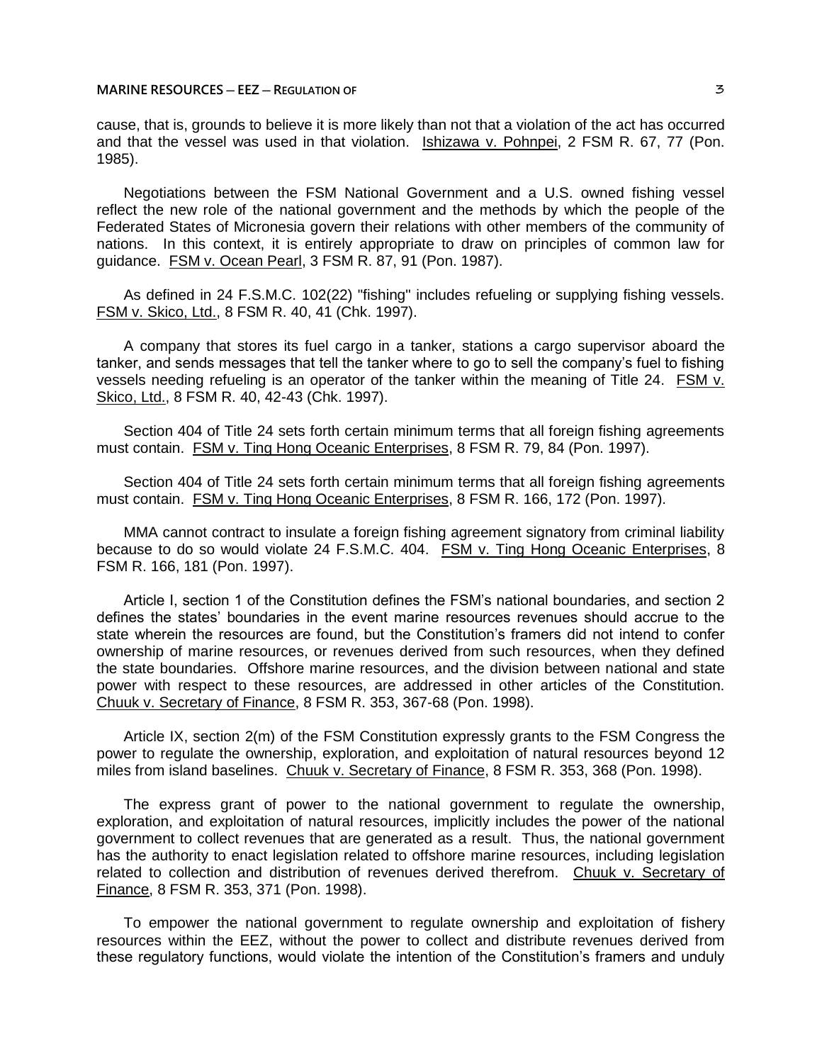cause, that is, grounds to believe it is more likely than not that a violation of the act has occurred and that the vessel was used in that violation. Ishizawa v. Pohnpei, 2 FSM R. 67, 77 (Pon. 1985).

Negotiations between the FSM National Government and a U.S. owned fishing vessel reflect the new role of the national government and the methods by which the people of the Federated States of Micronesia govern their relations with other members of the community of nations. In this context, it is entirely appropriate to draw on principles of common law for guidance. FSM v. Ocean Pearl, 3 FSM R. 87, 91 (Pon. 1987).

As defined in 24 F.S.M.C. 102(22) "fishing" includes refueling or supplying fishing vessels. FSM v. Skico, Ltd., 8 FSM R. 40, 41 (Chk. 1997).

A company that stores its fuel cargo in a tanker, stations a cargo supervisor aboard the tanker, and sends messages that tell the tanker where to go to sell the company's fuel to fishing vessels needing refueling is an operator of the tanker within the meaning of Title 24. FSM v. Skico, Ltd., 8 FSM R. 40, 42-43 (Chk. 1997).

Section 404 of Title 24 sets forth certain minimum terms that all foreign fishing agreements must contain. FSM v. Ting Hong Oceanic Enterprises, 8 FSM R. 79, 84 (Pon. 1997).

Section 404 of Title 24 sets forth certain minimum terms that all foreign fishing agreements must contain. FSM v. Ting Hong Oceanic Enterprises, 8 FSM R. 166, 172 (Pon. 1997).

MMA cannot contract to insulate a foreign fishing agreement signatory from criminal liability because to do so would violate 24 F.S.M.C. 404. FSM v. Ting Hong Oceanic Enterprises, 8 FSM R. 166, 181 (Pon. 1997).

Article I, section 1 of the Constitution defines the FSM's national boundaries, and section 2 defines the states' boundaries in the event marine resources revenues should accrue to the state wherein the resources are found, but the Constitution's framers did not intend to confer ownership of marine resources, or revenues derived from such resources, when they defined the state boundaries. Offshore marine resources, and the division between national and state power with respect to these resources, are addressed in other articles of the Constitution. Chuuk v. Secretary of Finance, 8 FSM R. 353, 367-68 (Pon. 1998).

Article IX, section 2(m) of the FSM Constitution expressly grants to the FSM Congress the power to regulate the ownership, exploration, and exploitation of natural resources beyond 12 miles from island baselines. Chuuk v. Secretary of Finance, 8 FSM R. 353, 368 (Pon. 1998).

The express grant of power to the national government to regulate the ownership, exploration, and exploitation of natural resources, implicitly includes the power of the national government to collect revenues that are generated as a result. Thus, the national government has the authority to enact legislation related to offshore marine resources, including legislation related to collection and distribution of revenues derived therefrom. Chuuk v. Secretary of Finance, 8 FSM R. 353, 371 (Pon. 1998).

To empower the national government to regulate ownership and exploitation of fishery resources within the EEZ, without the power to collect and distribute revenues derived from these regulatory functions, would violate the intention of the Constitution's framers and unduly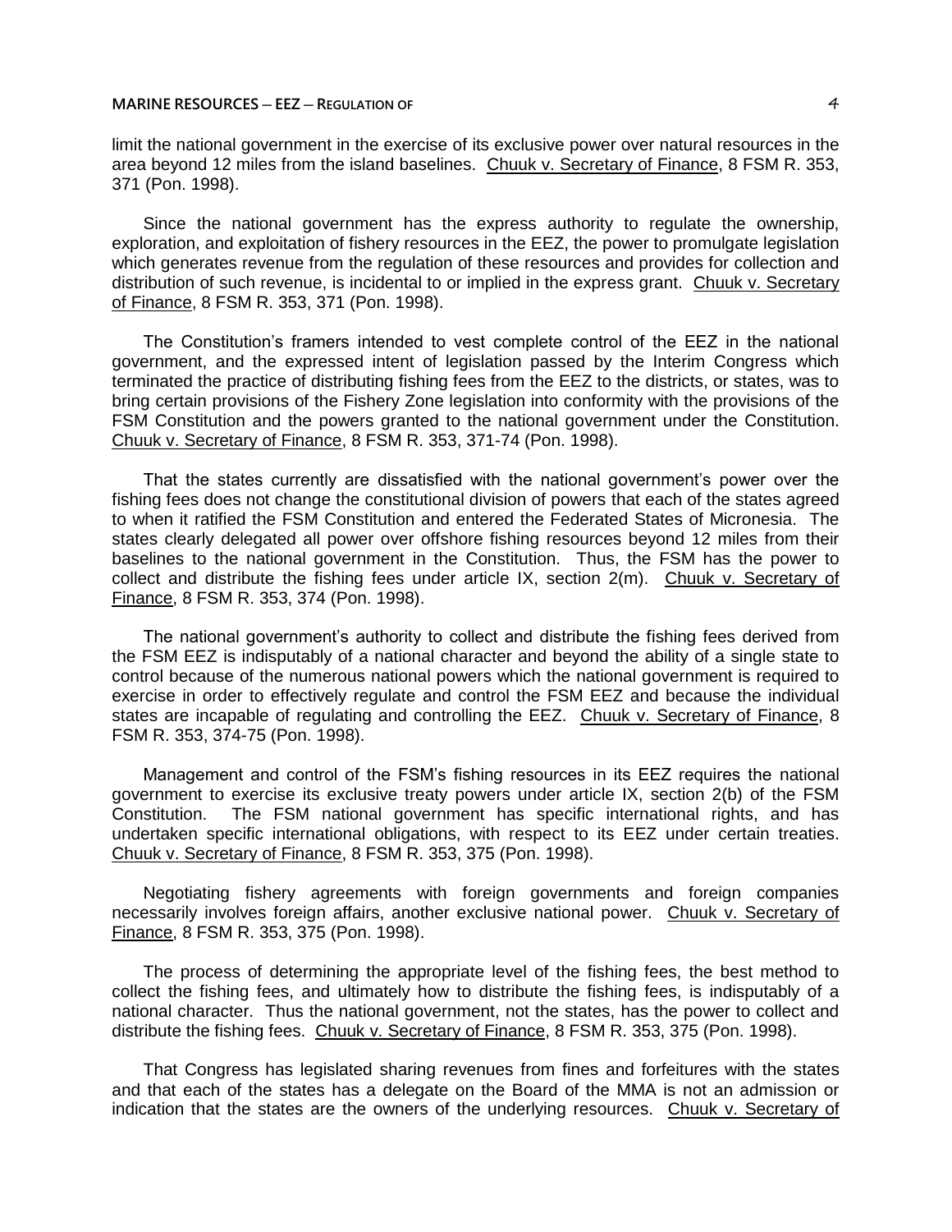limit the national government in the exercise of its exclusive power over natural resources in the area beyond 12 miles from the island baselines. Chuuk v. Secretary of Finance, 8 FSM R. 353, 371 (Pon. 1998).

Since the national government has the express authority to regulate the ownership, exploration, and exploitation of fishery resources in the EEZ, the power to promulgate legislation which generates revenue from the regulation of these resources and provides for collection and distribution of such revenue, is incidental to or implied in the express grant. Chuuk v. Secretary of Finance, 8 FSM R. 353, 371 (Pon. 1998).

The Constitution's framers intended to vest complete control of the EEZ in the national government, and the expressed intent of legislation passed by the Interim Congress which terminated the practice of distributing fishing fees from the EEZ to the districts, or states, was to bring certain provisions of the Fishery Zone legislation into conformity with the provisions of the FSM Constitution and the powers granted to the national government under the Constitution. Chuuk v. Secretary of Finance, 8 FSM R. 353, 371-74 (Pon. 1998).

That the states currently are dissatisfied with the national government's power over the fishing fees does not change the constitutional division of powers that each of the states agreed to when it ratified the FSM Constitution and entered the Federated States of Micronesia. The states clearly delegated all power over offshore fishing resources beyond 12 miles from their baselines to the national government in the Constitution. Thus, the FSM has the power to collect and distribute the fishing fees under article IX, section 2(m). Chuuk v. Secretary of Finance, 8 FSM R. 353, 374 (Pon. 1998).

The national government's authority to collect and distribute the fishing fees derived from the FSM EEZ is indisputably of a national character and beyond the ability of a single state to control because of the numerous national powers which the national government is required to exercise in order to effectively regulate and control the FSM EEZ and because the individual states are incapable of regulating and controlling the EEZ. Chuuk v. Secretary of Finance, 8 FSM R. 353, 374-75 (Pon. 1998).

Management and control of the FSM's fishing resources in its EEZ requires the national government to exercise its exclusive treaty powers under article IX, section 2(b) of the FSM Constitution. The FSM national government has specific international rights, and has undertaken specific international obligations, with respect to its EEZ under certain treaties. Chuuk v. Secretary of Finance, 8 FSM R. 353, 375 (Pon. 1998).

Negotiating fishery agreements with foreign governments and foreign companies necessarily involves foreign affairs, another exclusive national power. Chuuk v. Secretary of Finance, 8 FSM R. 353, 375 (Pon. 1998).

The process of determining the appropriate level of the fishing fees, the best method to collect the fishing fees, and ultimately how to distribute the fishing fees, is indisputably of a national character. Thus the national government, not the states, has the power to collect and distribute the fishing fees. Chuuk v. Secretary of Finance, 8 FSM R. 353, 375 (Pon. 1998).

That Congress has legislated sharing revenues from fines and forfeitures with the states and that each of the states has a delegate on the Board of the MMA is not an admission or indication that the states are the owners of the underlying resources. Chuuk v. Secretary of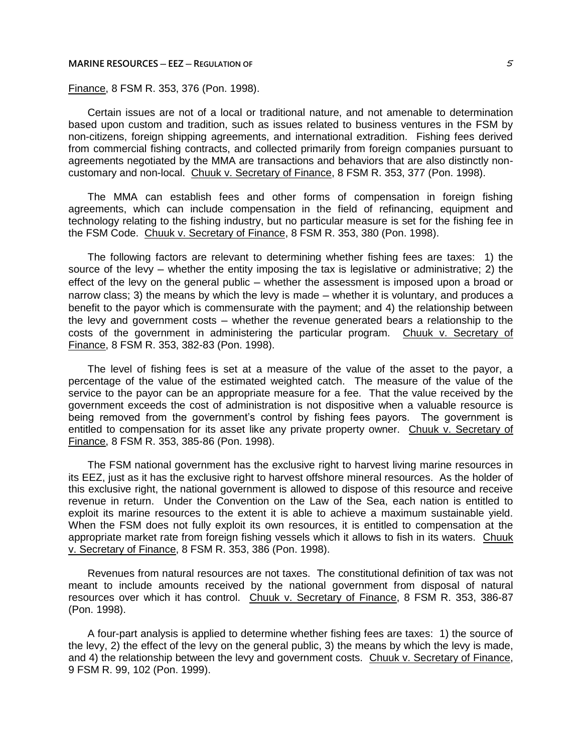Finance, 8 FSM R. 353, 376 (Pon. 1998).

Certain issues are not of a local or traditional nature, and not amenable to determination based upon custom and tradition, such as issues related to business ventures in the FSM by non-citizens, foreign shipping agreements, and international extradition. Fishing fees derived from commercial fishing contracts, and collected primarily from foreign companies pursuant to agreements negotiated by the MMA are transactions and behaviors that are also distinctly non-customary and non-local. Chuuk v. Secretary of Finance, 8 FSM R. 353, 377 (Pon. 1998).

The MMA can establish fees and other forms of compensation in foreign fishing agreements, which can include compensation in the field of refinancing, equipment and technology relating to the fishing industry, but no particular measure is set for the fishing fee in the FSM Code. Chuuk v. Secretary of Finance, 8 FSM R. 353, 380 (Pon. 1998).

The following factors are relevant to determining whether fishing fees are taxes: 1) the source of the levy – whether the entity imposing the tax is legislative or administrative; 2) the effect of the levy on the general public – whether the assessment is imposed upon a broad or narrow class; 3) the means by which the levy is made – whether it is voluntary, and produces a benefit to the payor which is commensurate with the payment; and 4) the relationship between the levy and government costs – whether the revenue generated bears a relationship to the costs of the government in administering the particular program. Chuuk v. Secretary of Finance, 8 FSM R. 353, 382-83 (Pon. 1998).

The level of fishing fees is set at a measure of the value of the asset to the payor, a percentage of the value of the estimated weighted catch. The measure of the value of the service to the payor can be an appropriate measure for a fee. That the value received by the government exceeds the cost of administration is not dispositive when a valuable resource is being removed from the government's control by fishing fees payors. The government is entitled to compensation for its asset like any private property owner. Chuuk v. Secretary of Finance, 8 FSM R. 353, 385-86 (Pon. 1998).

The FSM national government has the exclusive right to harvest living marine resources in its EEZ, just as it has the exclusive right to harvest offshore mineral resources. As the holder of this exclusive right, the national government is allowed to dispose of this resource and receive revenue in return. Under the Convention on the Law of the Sea, each nation is entitled to exploit its marine resources to the extent it is able to achieve a maximum sustainable yield. When the FSM does not fully exploit its own resources, it is entitled to compensation at the appropriate market rate from foreign fishing vessels which it allows to fish in its waters. Chuuk v. Secretary of Finance, 8 FSM R. 353, 386 (Pon. 1998).

Revenues from natural resources are not taxes. The constitutional definition of tax was not meant to include amounts received by the national government from disposal of natural resources over which it has control. Chuuk v. Secretary of Finance, 8 FSM R. 353, 386-87 (Pon. 1998).

A four-part analysis is applied to determine whether fishing fees are taxes: 1) the source of the levy, 2) the effect of the levy on the general public, 3) the means by which the levy is made, and 4) the relationship between the levy and government costs. Chuuk v. Secretary of Finance, 9 FSM R. 99, 102 (Pon. 1999).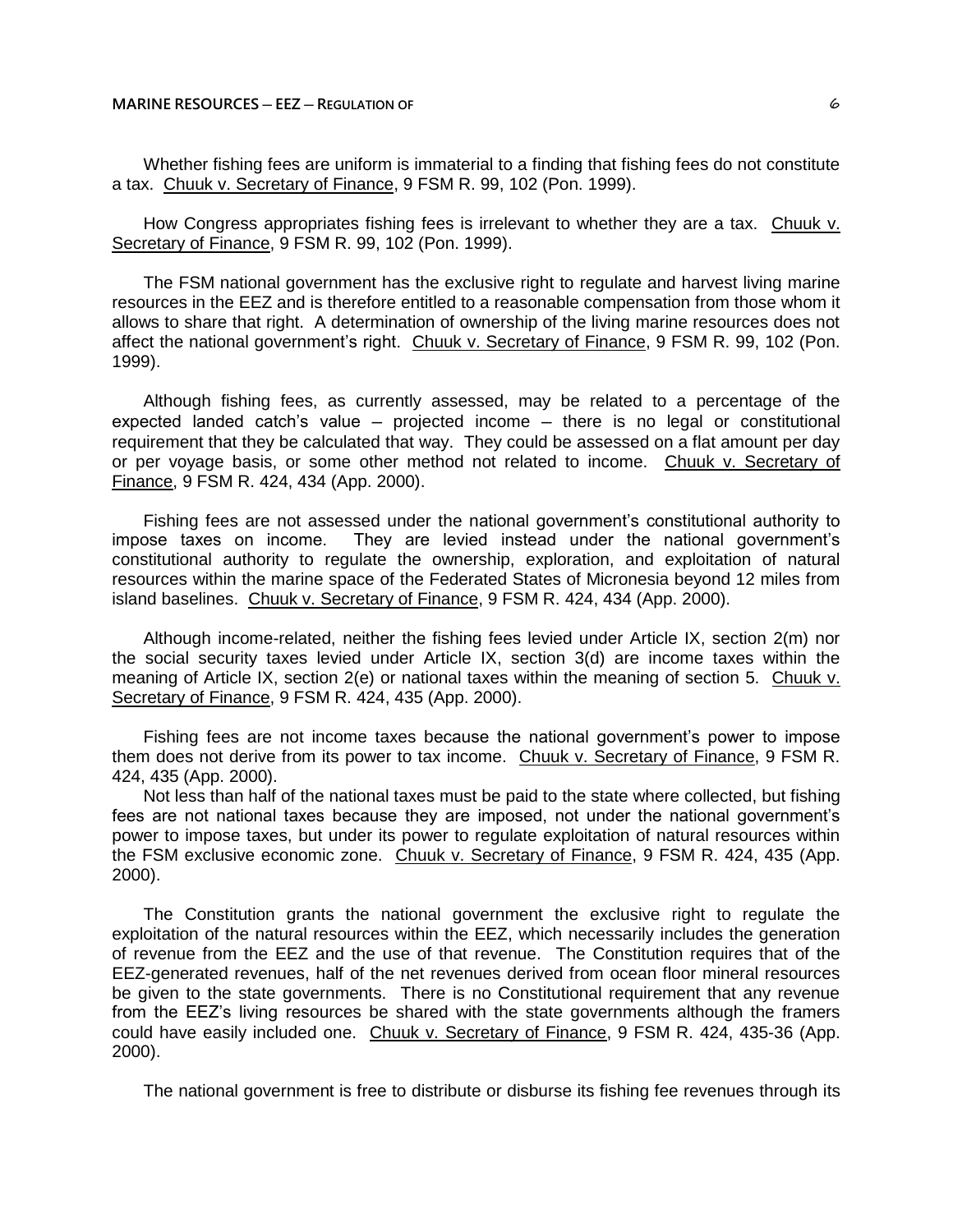Whether fishing fees are uniform is immaterial to a finding that fishing fees do not constitute a tax. Chuuk v. Secretary of Finance, 9 FSM R. 99, 102 (Pon. 1999).

How Congress appropriates fishing fees is irrelevant to whether they are a tax. Chuuk v. Secretary of Finance, 9 FSM R. 99, 102 (Pon. 1999).

The FSM national government has the exclusive right to regulate and harvest living marine resources in the EEZ and is therefore entitled to a reasonable compensation from those whom it allows to share that right. A determination of ownership of the living marine resources does not affect the national government's right. Chuuk v. Secretary of Finance, 9 FSM R. 99, 102 (Pon. 1999).

Although fishing fees, as currently assessed, may be related to a percentage of the expected landed catch's value – projected income – there is no legal or constitutional requirement that they be calculated that way. They could be assessed on a flat amount per day or per voyage basis, or some other method not related to income. Chuuk v. Secretary of Finance, 9 FSM R. 424, 434 (App. 2000).

Fishing fees are not assessed under the national government's constitutional authority to impose taxes on income. They are levied instead under the national government's constitutional authority to regulate the ownership, exploration, and exploitation of natural resources within the marine space of the Federated States of Micronesia beyond 12 miles from island baselines. Chuuk v. Secretary of Finance, 9 FSM R. 424, 434 (App. 2000).

Although income-related, neither the fishing fees levied under Article IX, section 2(m) nor the social security taxes levied under Article IX, section 3(d) are income taxes within the meaning of Article IX, section 2(e) or national taxes within the meaning of section 5. Chuuk v. Secretary of Finance, 9 FSM R. 424, 435 (App. 2000).

Fishing fees are not income taxes because the national government's power to impose them does not derive from its power to tax income. Chuuk v. Secretary of Finance, 9 FSM R. 424, 435 (App. 2000).

Not less than half of the national taxes must be paid to the state where collected, but fishing fees are not national taxes because they are imposed, not under the national government's power to impose taxes, but under its power to regulate exploitation of natural resources within the FSM exclusive economic zone. Chuuk v. Secretary of Finance, 9 FSM R. 424, 435 (App. 2000).

The Constitution grants the national government the exclusive right to regulate the exploitation of the natural resources within the EEZ, which necessarily includes the generation of revenue from the EEZ and the use of that revenue. The Constitution requires that of the EEZ-generated revenues, half of the net revenues derived from ocean floor mineral resources be given to the state governments. There is no Constitutional requirement that any revenue from the EEZ's living resources be shared with the state governments although the framers could have easily included one. Chuuk v. Secretary of Finance, 9 FSM R. 424, 435-36 (App. 2000).

The national government is free to distribute or disburse its fishing fee revenues through its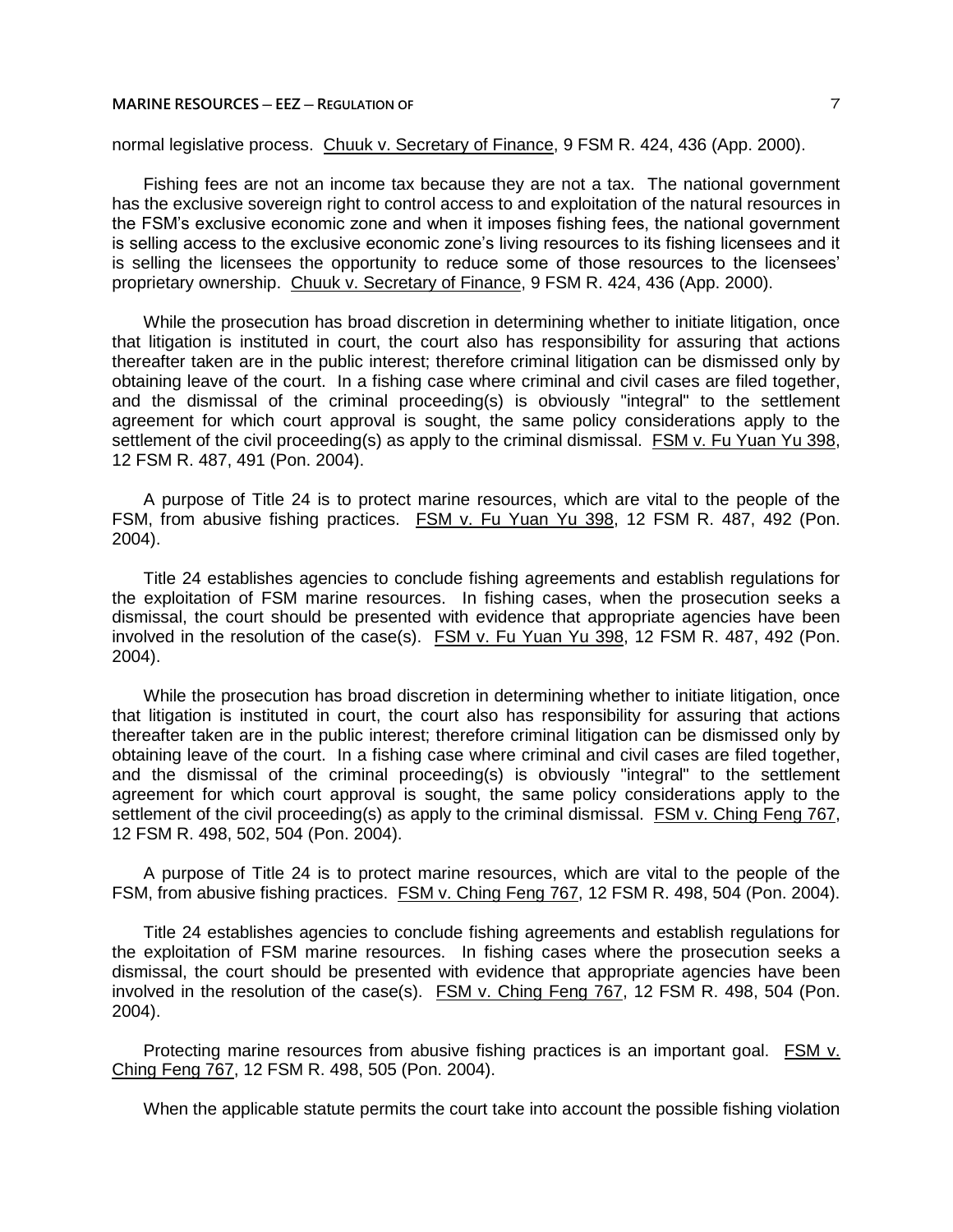normal legislative process. Chuuk v. Secretary of Finance, 9 FSM R. 424, 436 (App. 2000).

Fishing fees are not an income tax because they are not a tax. The national government has the exclusive sovereign right to control access to and exploitation of the natural resources in the FSM's exclusive economic zone and when it imposes fishing fees, the national government is selling access to the exclusive economic zone's living resources to its fishing licensees and it is selling the licensees the opportunity to reduce some of those resources to the licensees' proprietary ownership. Chuuk v. Secretary of Finance, 9 FSM R. 424, 436 (App. 2000).

While the prosecution has broad discretion in determining whether to initiate litigation, once that litigation is instituted in court, the court also has responsibility for assuring that actions thereafter taken are in the public interest; therefore criminal litigation can be dismissed only by obtaining leave of the court. In a fishing case where criminal and civil cases are filed together, and the dismissal of the criminal proceeding(s) is obviously "integral" to the settlement agreement for which court approval is sought, the same policy considerations apply to the settlement of the civil proceeding(s) as apply to the criminal dismissal. FSM v. Fu Yuan Yu 398, 12 FSM R. 487, 491 (Pon. 2004).

A purpose of Title 24 is to protect marine resources, which are vital to the people of the FSM, from abusive fishing practices. FSM v. Fu Yuan Yu 398, 12 FSM R. 487, 492 (Pon. 2004).

Title 24 establishes agencies to conclude fishing agreements and establish regulations for the exploitation of FSM marine resources. In fishing cases, when the prosecution seeks a dismissal, the court should be presented with evidence that appropriate agencies have been involved in the resolution of the case(s). FSM v. Fu Yuan Yu 398, 12 FSM R. 487, 492 (Pon. 2004).

While the prosecution has broad discretion in determining whether to initiate litigation, once that litigation is instituted in court, the court also has responsibility for assuring that actions thereafter taken are in the public interest; therefore criminal litigation can be dismissed only by obtaining leave of the court. In a fishing case where criminal and civil cases are filed together, and the dismissal of the criminal proceeding(s) is obviously "integral" to the settlement agreement for which court approval is sought, the same policy considerations apply to the settlement of the civil proceeding(s) as apply to the criminal dismissal. FSM v. Ching Feng 767, 12 FSM R. 498, 502, 504 (Pon. 2004).

A purpose of Title 24 is to protect marine resources, which are vital to the people of the FSM, from abusive fishing practices. FSM v. Ching Feng 767, 12 FSM R. 498, 504 (Pon. 2004).

Title 24 establishes agencies to conclude fishing agreements and establish regulations for the exploitation of FSM marine resources. In fishing cases where the prosecution seeks a dismissal, the court should be presented with evidence that appropriate agencies have been involved in the resolution of the case(s). FSM v. Ching Feng 767, 12 FSM R. 498, 504 (Pon. 2004).

Protecting marine resources from abusive fishing practices is an important goal. FSM v. Ching Feng 767, 12 FSM R. 498, 505 (Pon. 2004).

When the applicable statute permits the court take into account the possible fishing violation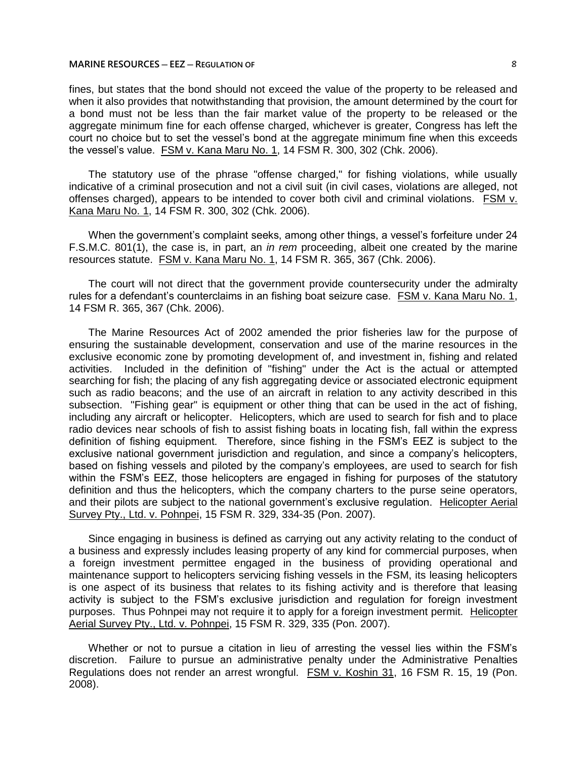fines, but states that the bond should not exceed the value of the property to be released and when it also provides that notwithstanding that provision, the amount determined by the court for a bond must not be less than the fair market value of the property to be released or the aggregate minimum fine for each offense charged, whichever is greater, Congress has left the court no choice but to set the vessel's bond at the aggregate minimum fine when this exceeds the vessel's value. FSM v. Kana Maru No. 1, 14 FSM R. 300, 302 (Chk. 2006).

The statutory use of the phrase "offense charged," for fishing violations, while usually indicative of a criminal prosecution and not a civil suit (in civil cases, violations are alleged, not offenses charged), appears to be intended to cover both civil and criminal violations. FSM v. Kana Maru No. 1, 14 FSM R. 300, 302 (Chk. 2006).

When the government's complaint seeks, among other things, a vessel's forfeiture under 24 F.S.M.C. 801(1), the case is, in part, an *in rem* proceeding, albeit one created by the marine resources statute. FSM v. Kana Maru No. 1, 14 FSM R. 365, 367 (Chk. 2006).

The court will not direct that the government provide countersecurity under the admiralty rules for a defendant's counterclaims in an fishing boat seizure case. FSM v. Kana Maru No. 1, 14 FSM R. 365, 367 (Chk. 2006).

The Marine Resources Act of 2002 amended the prior fisheries law for the purpose of ensuring the sustainable development, conservation and use of the marine resources in the exclusive economic zone by promoting development of, and investment in, fishing and related activities. Included in the definition of "fishing" under the Act is the actual or attempted searching for fish; the placing of any fish aggregating device or associated electronic equipment such as radio beacons; and the use of an aircraft in relation to any activity described in this subsection. "Fishing gear" is equipment or other thing that can be used in the act of fishing, including any aircraft or helicopter. Helicopters, which are used to search for fish and to place radio devices near schools of fish to assist fishing boats in locating fish, fall within the express definition of fishing equipment. Therefore, since fishing in the FSM's EEZ is subject to the exclusive national government jurisdiction and regulation, and since a company's helicopters, based on fishing vessels and piloted by the company's employees, are used to search for fish within the FSM's EEZ, those helicopters are engaged in fishing for purposes of the statutory definition and thus the helicopters, which the company charters to the purse seine operators, and their pilots are subject to the national government's exclusive regulation. Helicopter Aerial Survey Pty., Ltd. v. Pohnpei, 15 FSM R. 329, 334-35 (Pon. 2007).

Since engaging in business is defined as carrying out any activity relating to the conduct of a business and expressly includes leasing property of any kind for commercial purposes, when a foreign investment permittee engaged in the business of providing operational and maintenance support to helicopters servicing fishing vessels in the FSM, its leasing helicopters is one aspect of its business that relates to its fishing activity and is therefore that leasing activity is subject to the FSM's exclusive jurisdiction and regulation for foreign investment purposes. Thus Pohnpei may not require it to apply for a foreign investment permit. Helicopter Aerial Survey Pty., Ltd. v. Pohnpei, 15 FSM R. 329, 335 (Pon. 2007).

Whether or not to pursue a citation in lieu of arresting the vessel lies within the FSM's discretion. Failure to pursue an administrative penalty under the Administrative Penalties Regulations does not render an arrest wrongful. FSM v. Koshin 31, 16 FSM R. 15, 19 (Pon. 2008).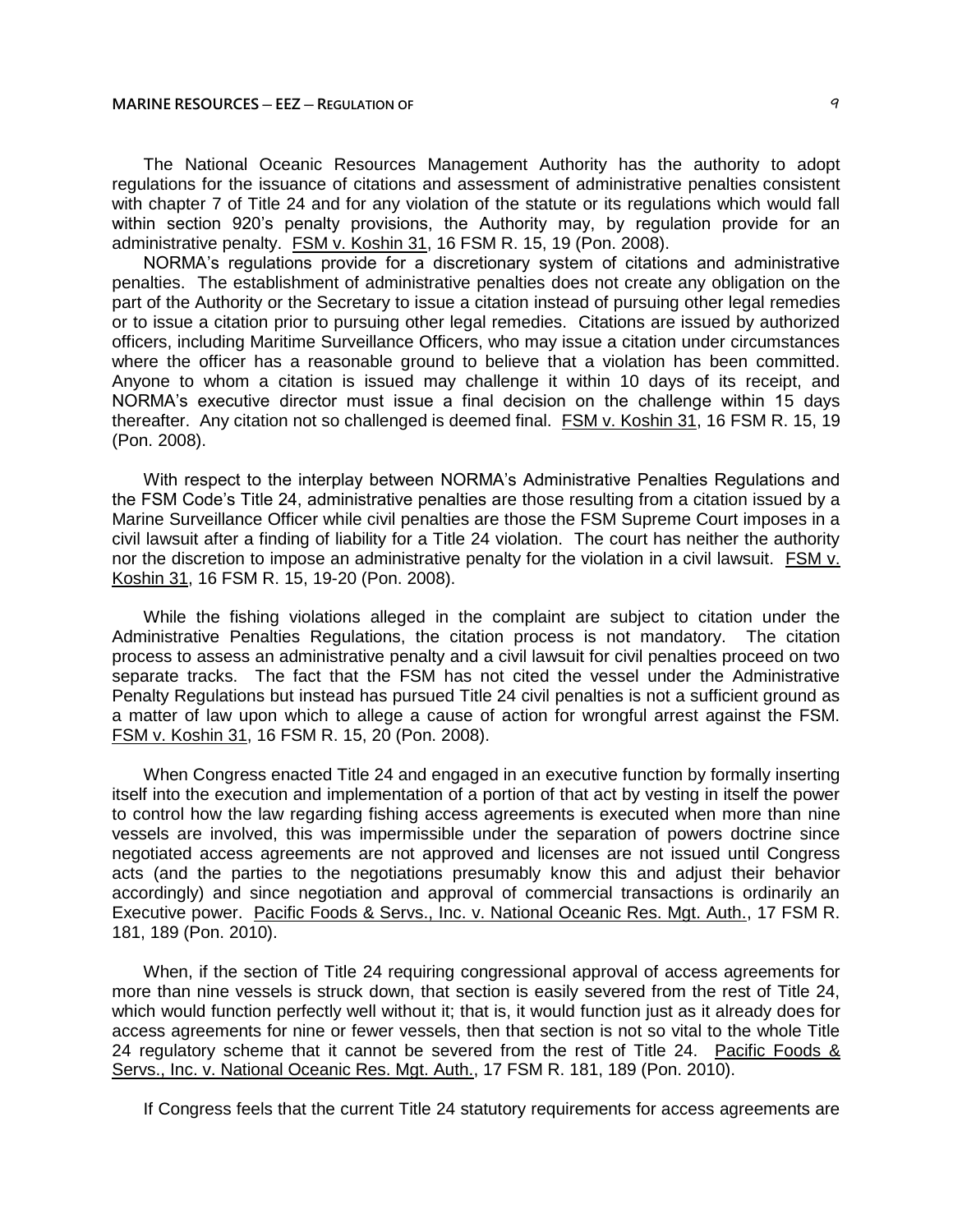The National Oceanic Resources Management Authority has the authority to adopt regulations for the issuance of citations and assessment of administrative penalties consistent with chapter 7 of Title 24 and for any violation of the statute or its regulations which would fall within section 920's penalty provisions, the Authority may, by regulation provide for an administrative penalty. FSM v. Koshin 31, 16 FSM R. 15, 19 (Pon. 2008).

NORMA's regulations provide for a discretionary system of citations and administrative penalties. The establishment of administrative penalties does not create any obligation on the part of the Authority or the Secretary to issue a citation instead of pursuing other legal remedies or to issue a citation prior to pursuing other legal remedies. Citations are issued by authorized officers, including Maritime Surveillance Officers, who may issue a citation under circumstances where the officer has a reasonable ground to believe that a violation has been committed. Anyone to whom a citation is issued may challenge it within 10 days of its receipt, and NORMA's executive director must issue a final decision on the challenge within 15 days thereafter. Any citation not so challenged is deemed final. FSM v. Koshin 31, 16 FSM R. 15, 19 (Pon. 2008).

With respect to the interplay between NORMA's Administrative Penalties Regulations and the FSM Code's Title 24, administrative penalties are those resulting from a citation issued by a Marine Surveillance Officer while civil penalties are those the FSM Supreme Court imposes in a civil lawsuit after a finding of liability for a Title 24 violation. The court has neither the authority nor the discretion to impose an administrative penalty for the violation in a civil lawsuit. FSM v. Koshin 31, 16 FSM R. 15, 19-20 (Pon. 2008).

While the fishing violations alleged in the complaint are subject to citation under the Administrative Penalties Regulations, the citation process is not mandatory. The citation process to assess an administrative penalty and a civil lawsuit for civil penalties proceed on two separate tracks. The fact that the FSM has not cited the vessel under the Administrative Penalty Regulations but instead has pursued Title 24 civil penalties is not a sufficient ground as a matter of law upon which to allege a cause of action for wrongful arrest against the FSM. FSM v. Koshin 31, 16 FSM R. 15, 20 (Pon. 2008).

When Congress enacted Title 24 and engaged in an executive function by formally inserting itself into the execution and implementation of a portion of that act by vesting in itself the power to control how the law regarding fishing access agreements is executed when more than nine vessels are involved, this was impermissible under the separation of powers doctrine since negotiated access agreements are not approved and licenses are not issued until Congress acts (and the parties to the negotiations presumably know this and adjust their behavior accordingly) and since negotiation and approval of commercial transactions is ordinarily an Executive power. Pacific Foods & Servs., Inc. v. National Oceanic Res. Mgt. Auth., 17 FSM R. 181, 189 (Pon. 2010).

When, if the section of Title 24 requiring congressional approval of access agreements for more than nine vessels is struck down, that section is easily severed from the rest of Title 24, which would function perfectly well without it; that is, it would function just as it already does for access agreements for nine or fewer vessels, then that section is not so vital to the whole Title 24 regulatory scheme that it cannot be severed from the rest of Title 24. Pacific Foods & Servs., Inc. v. National Oceanic Res. Mgt. Auth., 17 FSM R. 181, 189 (Pon. 2010).

If Congress feels that the current Title 24 statutory requirements for access agreements are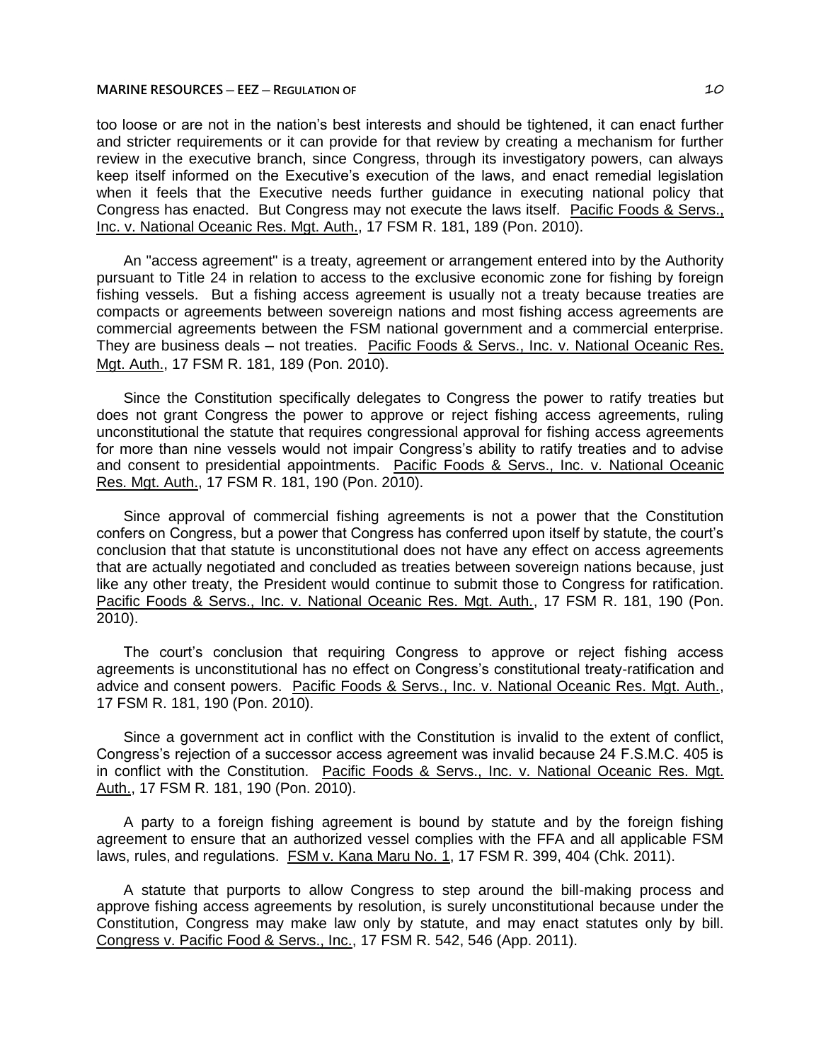too loose or are not in the nation's best interests and should be tightened, it can enact further and stricter requirements or it can provide for that review by creating a mechanism for further review in the executive branch, since Congress, through its investigatory powers, can always keep itself informed on the Executive's execution of the laws, and enact remedial legislation when it feels that the Executive needs further guidance in executing national policy that Congress has enacted. But Congress may not execute the laws itself. Pacific Foods & Servs., Inc. v. National Oceanic Res. Mgt. Auth., 17 FSM R. 181, 189 (Pon. 2010).

An "access agreement" is a treaty, agreement or arrangement entered into by the Authority pursuant to Title 24 in relation to access to the exclusive economic zone for fishing by foreign fishing vessels. But a fishing access agreement is usually not a treaty because treaties are compacts or agreements between sovereign nations and most fishing access agreements are commercial agreements between the FSM national government and a commercial enterprise. They are business deals – not treaties. Pacific Foods & Servs., Inc. v. National Oceanic Res. Mgt. Auth., 17 FSM R. 181, 189 (Pon. 2010).

Since the Constitution specifically delegates to Congress the power to ratify treaties but does not grant Congress the power to approve or reject fishing access agreements, ruling unconstitutional the statute that requires congressional approval for fishing access agreements for more than nine vessels would not impair Congress's ability to ratify treaties and to advise and consent to presidential appointments. Pacific Foods & Servs., Inc. v. National Oceanic Res. Mgt. Auth., 17 FSM R. 181, 190 (Pon. 2010).

Since approval of commercial fishing agreements is not a power that the Constitution confers on Congress, but a power that Congress has conferred upon itself by statute, the court's conclusion that that statute is unconstitutional does not have any effect on access agreements that are actually negotiated and concluded as treaties between sovereign nations because, just like any other treaty, the President would continue to submit those to Congress for ratification. Pacific Foods & Servs., Inc. v. National Oceanic Res. Mgt. Auth., 17 FSM R. 181, 190 (Pon. 2010).

The court's conclusion that requiring Congress to approve or reject fishing access agreements is unconstitutional has no effect on Congress's constitutional treaty-ratification and advice and consent powers. Pacific Foods & Servs., Inc. v. National Oceanic Res. Mgt. Auth., 17 FSM R. 181, 190 (Pon. 2010).

Since a government act in conflict with the Constitution is invalid to the extent of conflict, Congress's rejection of a successor access agreement was invalid because 24 F.S.M.C. 405 is in conflict with the Constitution. Pacific Foods & Servs., Inc. v. National Oceanic Res. Mgt. Auth., 17 FSM R. 181, 190 (Pon. 2010).

A party to a foreign fishing agreement is bound by statute and by the foreign fishing agreement to ensure that an authorized vessel complies with the FFA and all applicable FSM laws, rules, and regulations. FSM v. Kana Maru No. 1, 17 FSM R. 399, 404 (Chk. 2011).

A statute that purports to allow Congress to step around the bill-making process and approve fishing access agreements by resolution, is surely unconstitutional because under the Constitution, Congress may make law only by statute, and may enact statutes only by bill. Congress v. Pacific Food & Servs., Inc., 17 FSM R. 542, 546 (App. 2011).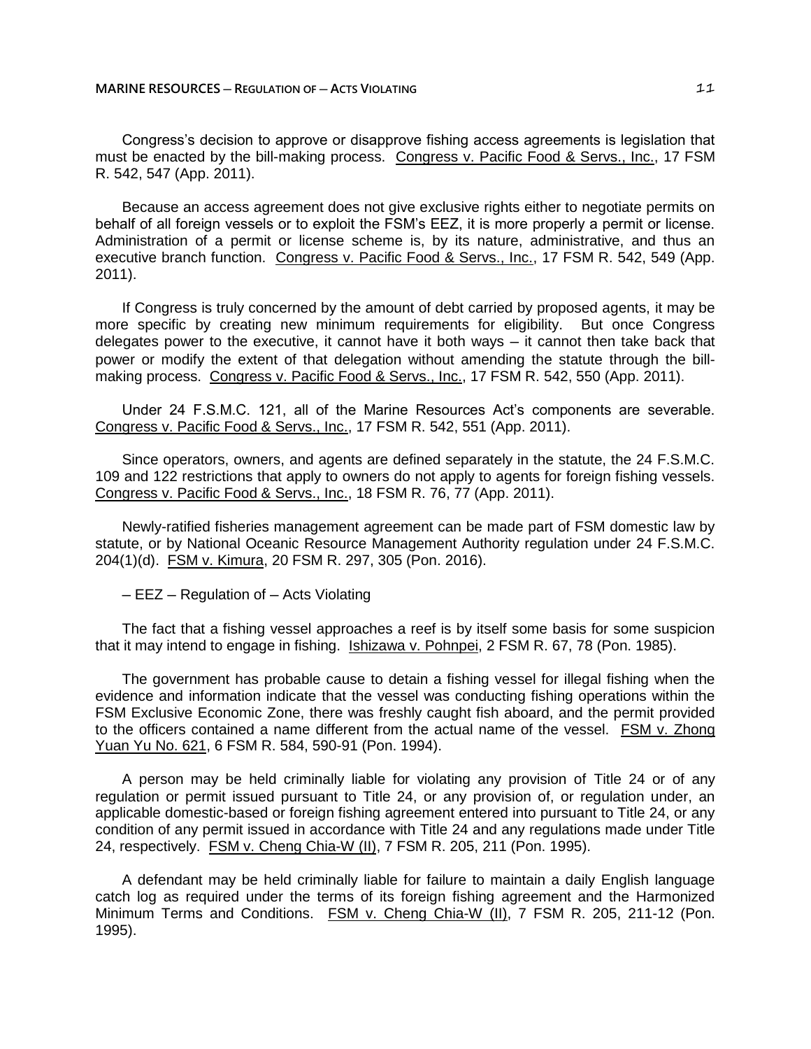Congress's decision to approve or disapprove fishing access agreements is legislation that must be enacted by the bill-making process. Congress v. Pacific Food & Servs., Inc., 17 FSM R. 542, 547 (App. 2011).

Because an access agreement does not give exclusive rights either to negotiate permits on behalf of all foreign vessels or to exploit the FSM's EEZ, it is more properly a permit or license. Administration of a permit or license scheme is, by its nature, administrative, and thus an executive branch function. Congress v. Pacific Food & Servs., Inc., 17 FSM R. 542, 549 (App. 2011).

If Congress is truly concerned by the amount of debt carried by proposed agents, it may be more specific by creating new minimum requirements for eligibility. But once Congress delegates power to the executive, it cannot have it both ways – it cannot then take back that power or modify the extent of that delegation without amending the statute through the bill-making process. Congress v. Pacific Food & Servs., Inc., 17 FSM R. 542, 550 (App. 2011).

Under 24 F.S.M.C. 121, all of the Marine Resources Act's components are severable. Congress v. Pacific Food & Servs., Inc., 17 FSM R. 542, 551 (App. 2011).

Since operators, owners, and agents are defined separately in the statute, the 24 F.S.M.C. 109 and 122 restrictions that apply to owners do not apply to agents for foreign fishing vessels. Congress v. Pacific Food & Servs., Inc., 18 FSM R. 76, 77 (App. 2011).

Newly-ratified fisheries management agreement can be made part of FSM domestic law by statute, or by National Oceanic Resource Management Authority regulation under 24 F.S.M.C. 204(1)(d). FSM v. Kimura, 20 FSM R. 297, 305 (Pon. 2016).

– EEZ – Regulation of – Acts Violating

The fact that a fishing vessel approaches a reef is by itself some basis for some suspicion that it may intend to engage in fishing. Ishizawa v. Pohnpei, 2 FSM R. 67, 78 (Pon. 1985).

The government has probable cause to detain a fishing vessel for illegal fishing when the evidence and information indicate that the vessel was conducting fishing operations within the FSM Exclusive Economic Zone, there was freshly caught fish aboard, and the permit provided to the officers contained a name different from the actual name of the vessel. FSM v. Zhong Yuan Yu No. 621, 6 FSM R. 584, 590-91 (Pon. 1994).

A person may be held criminally liable for violating any provision of Title 24 or of any regulation or permit issued pursuant to Title 24, or any provision of, or regulation under, an applicable domestic-based or foreign fishing agreement entered into pursuant to Title 24, or any condition of any permit issued in accordance with Title 24 and any regulations made under Title 24, respectively. FSM v. Cheng Chia-W (II), 7 FSM R. 205, 211 (Pon. 1995).

A defendant may be held criminally liable for failure to maintain a daily English language catch log as required under the terms of its foreign fishing agreement and the Harmonized Minimum Terms and Conditions. FSM v. Cheng Chia-W (II), 7 FSM R. 205, 211-12 (Pon. 1995).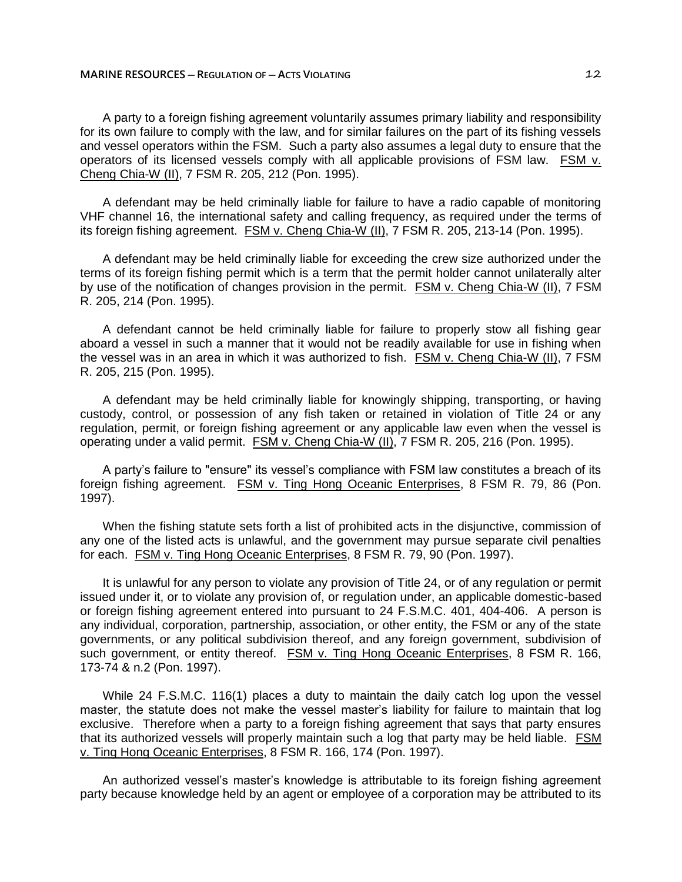A party to a foreign fishing agreement voluntarily assumes primary liability and responsibility for its own failure to comply with the law, and for similar failures on the part of its fishing vessels and vessel operators within the FSM. Such a party also assumes a legal duty to ensure that the operators of its licensed vessels comply with all applicable provisions of FSM law. FSM v. Cheng Chia-W (II), 7 FSM R. 205, 212 (Pon. 1995).

A defendant may be held criminally liable for failure to have a radio capable of monitoring VHF channel 16, the international safety and calling frequency, as required under the terms of its foreign fishing agreement. FSM v. Cheng Chia-W (II), 7 FSM R. 205, 213-14 (Pon. 1995).

A defendant may be held criminally liable for exceeding the crew size authorized under the terms of its foreign fishing permit which is a term that the permit holder cannot unilaterally alter by use of the notification of changes provision in the permit. FSM v. Cheng Chia-W (II), 7 FSM R. 205, 214 (Pon. 1995).

A defendant cannot be held criminally liable for failure to properly stow all fishing gear aboard a vessel in such a manner that it would not be readily available for use in fishing when the vessel was in an area in which it was authorized to fish. FSM v. Cheng Chia-W (II), 7 FSM R. 205, 215 (Pon. 1995).

A defendant may be held criminally liable for knowingly shipping, transporting, or having custody, control, or possession of any fish taken or retained in violation of Title 24 or any regulation, permit, or foreign fishing agreement or any applicable law even when the vessel is operating under a valid permit. FSM v. Cheng Chia-W (II), 7 FSM R. 205, 216 (Pon. 1995).

A party's failure to "ensure" its vessel's compliance with FSM law constitutes a breach of its foreign fishing agreement. FSM v. Ting Hong Oceanic Enterprises, 8 FSM R. 79, 86 (Pon. 1997).

When the fishing statute sets forth a list of prohibited acts in the disjunctive, commission of any one of the listed acts is unlawful, and the government may pursue separate civil penalties for each. FSM v. Ting Hong Oceanic Enterprises, 8 FSM R. 79, 90 (Pon. 1997).

It is unlawful for any person to violate any provision of Title 24, or of any regulation or permit issued under it, or to violate any provision of, or regulation under, an applicable domestic-based or foreign fishing agreement entered into pursuant to 24 F.S.M.C. 401, 404-406. A person is any individual, corporation, partnership, association, or other entity, the FSM or any of the state governments, or any political subdivision thereof, and any foreign government, subdivision of such government, or entity thereof. FSM v. Ting Hong Oceanic Enterprises, 8 FSM R. 166, 173-74 & n.2 (Pon. 1997).

While 24 F.S.M.C. 116(1) places a duty to maintain the daily catch log upon the vessel master, the statute does not make the vessel master's liability for failure to maintain that log exclusive. Therefore when a party to a foreign fishing agreement that says that party ensures that its authorized vessels will properly maintain such a log that party may be held liable. FSM v. Ting Hong Oceanic Enterprises, 8 FSM R. 166, 174 (Pon. 1997).

An authorized vessel's master's knowledge is attributable to its foreign fishing agreement party because knowledge held by an agent or employee of a corporation may be attributed to its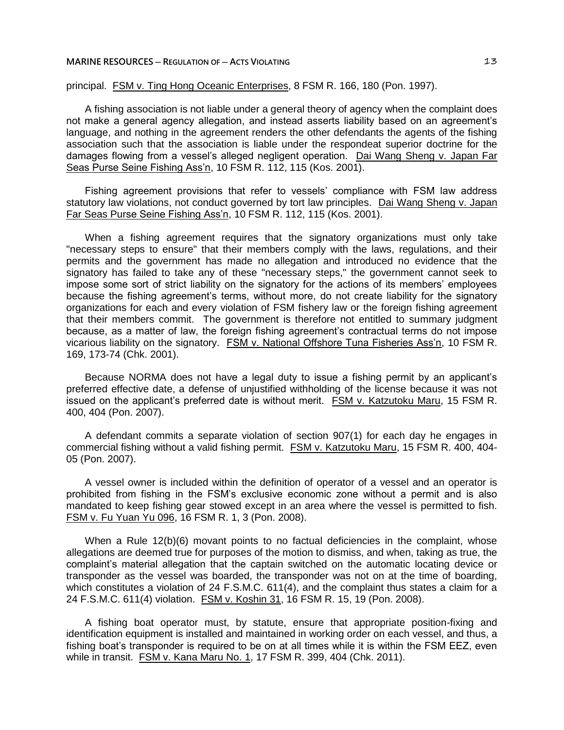principal. FSM v. Ting Hong Oceanic Enterprises, 8 FSM R. 166, 180 (Pon. 1997).

A fishing association is not liable under a general theory of agency when the complaint does not make a general agency allegation, and instead asserts liability based on an agreement's language, and nothing in the agreement renders the other defendants the agents of the fishing association such that the association is liable under the respondeat superior doctrine for the damages flowing from a vessel's alleged negligent operation. Dai Wang Sheng v. Japan Far Seas Purse Seine Fishing Ass'n, 10 FSM R. 112, 115 (Kos. 2001).

Fishing agreement provisions that refer to vessels' compliance with FSM law address statutory law violations, not conduct governed by tort law principles. Dai Wang Sheng v. Japan Far Seas Purse Seine Fishing Ass'n, 10 FSM R. 112, 115 (Kos. 2001).

When a fishing agreement requires that the signatory organizations must only take "necessary steps to ensure" that their members comply with the laws, regulations, and their permits and the government has made no allegation and introduced no evidence that the signatory has failed to take any of these "necessary steps," the government cannot seek to impose some sort of strict liability on the signatory for the actions of its members' employees because the fishing agreement's terms, without more, do not create liability for the signatory organizations for each and every violation of FSM fishery law or the foreign fishing agreement that their members commit. The government is therefore not entitled to summary judgment because, as a matter of law, the foreign fishing agreement's contractual terms do not impose vicarious liability on the signatory. FSM v. National Offshore Tuna Fisheries Ass'n, 10 FSM R. 169, 173-74 (Chk. 2001).

Because NORMA does not have a legal duty to issue a fishing permit by an applicant's preferred effective date, a defense of unjustified withholding of the license because it was not issued on the applicant's preferred date is without merit. FSM v. Katzutoku Maru, 15 FSM R. 400, 404 (Pon. 2007).

A defendant commits a separate violation of section 907(1) for each day he engages in commercial fishing without a valid fishing permit. FSM v. Katzutoku Maru, 15 FSM R. 400, 404-05 (Pon. 2007).

A vessel owner is included within the definition of operator of a vessel and an operator is prohibited from fishing in the FSM's exclusive economic zone without a permit and is also mandated to keep fishing gear stowed except in an area where the vessel is permitted to fish. FSM v. Fu Yuan Yu 096, 16 FSM R. 1, 3 (Pon. 2008).

When a Rule 12(b)(6) movant points to no factual deficiencies in the complaint, whose allegations are deemed true for purposes of the motion to dismiss, and when, taking as true, the complaint's material allegation that the captain switched on the automatic locating device or transponder as the vessel was boarded, the transponder was not on at the time of boarding, which constitutes a violation of 24 F.S.M.C. 611(4), and the complaint thus states a claim for a 24 F.S.M.C. 611(4) violation. FSM v. Koshin 31, 16 FSM R. 15, 19 (Pon. 2008).

A fishing boat operator must, by statute, ensure that appropriate position-fixing and identification equipment is installed and maintained in working order on each vessel, and thus, a fishing boat's transponder is required to be on at all times while it is within the FSM EEZ, even while in transit. FSM v. Kana Maru No. 1, 17 FSM R. 399, 404 (Chk. 2011).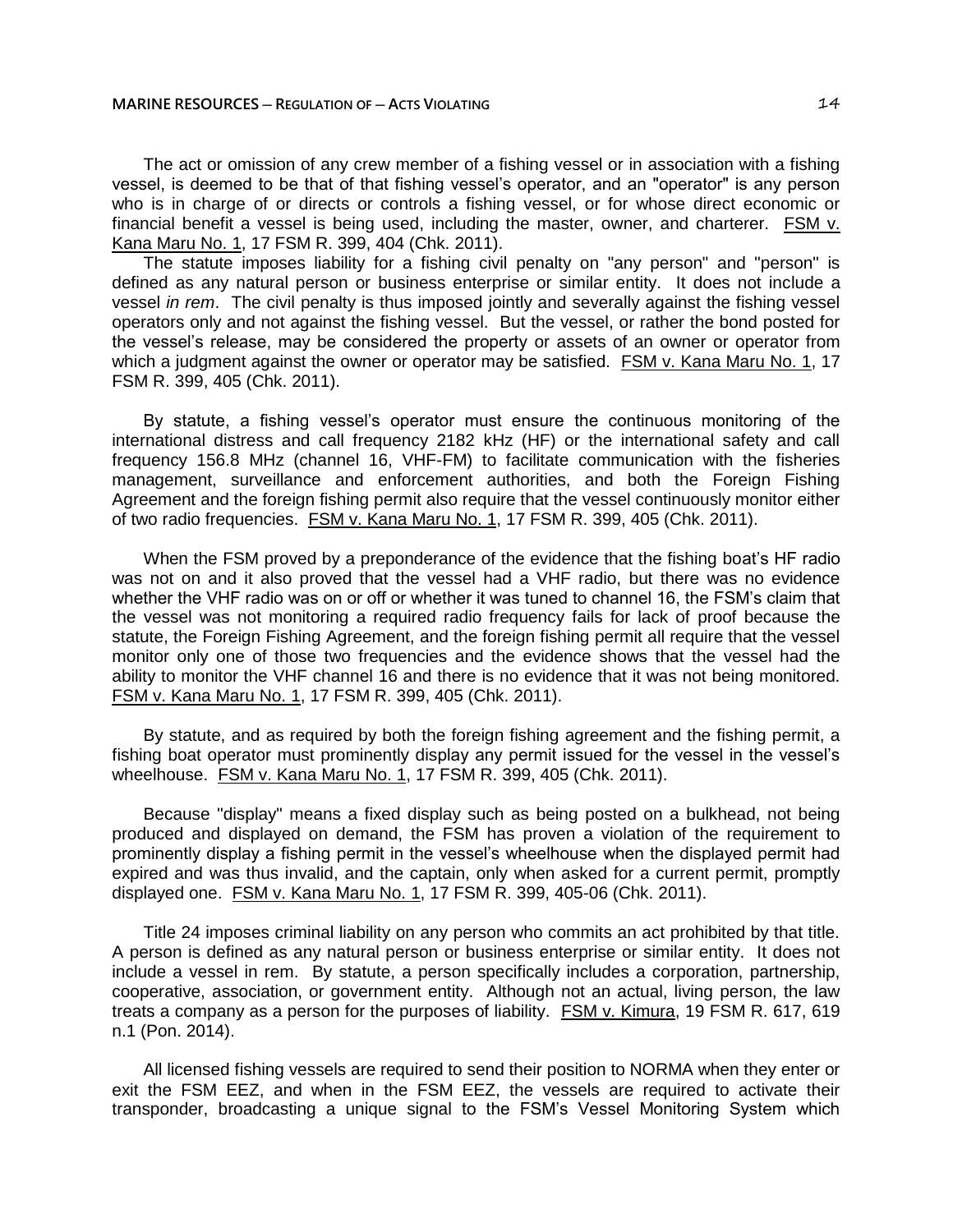The act or omission of any crew member of a fishing vessel or in association with a fishing vessel, is deemed to be that of that fishing vessel's operator, and an "operator" is any person who is in charge of or directs or controls a fishing vessel, or for whose direct economic or financial benefit a vessel is being used, including the master, owner, and charterer. FSM v. Kana Maru No. 1, 17 FSM R. 399, 404 (Chk. 2011).

The statute imposes liability for a fishing civil penalty on "any person" and "person" is defined as any natural person or business enterprise or similar entity. It does not include a vessel *in rem*. The civil penalty is thus imposed jointly and severally against the fishing vessel operators only and not against the fishing vessel. But the vessel, or rather the bond posted for the vessel's release, may be considered the property or assets of an owner or operator from which a judgment against the owner or operator may be satisfied. FSM v. Kana Maru No. 1, 17 FSM R. 399, 405 (Chk. 2011).

By statute, a fishing vessel's operator must ensure the continuous monitoring of the international distress and call frequency 2182 kHz (HF) or the international safety and call frequency 156.8 MHz (channel 16, VHF-FM) to facilitate communication with the fisheries management, surveillance and enforcement authorities, and both the Foreign Fishing Agreement and the foreign fishing permit also require that the vessel continuously monitor either of two radio frequencies. FSM v. Kana Maru No. 1, 17 FSM R. 399, 405 (Chk. 2011).

When the FSM proved by a preponderance of the evidence that the fishing boat's HF radio was not on and it also proved that the vessel had a VHF radio, but there was no evidence whether the VHF radio was on or off or whether it was tuned to channel 16, the FSM's claim that the vessel was not monitoring a required radio frequency fails for lack of proof because the statute, the Foreign Fishing Agreement, and the foreign fishing permit all require that the vessel monitor only one of those two frequencies and the evidence shows that the vessel had the ability to monitor the VHF channel 16 and there is no evidence that it was not being monitored. FSM v. Kana Maru No. 1, 17 FSM R. 399, 405 (Chk. 2011).

By statute, and as required by both the foreign fishing agreement and the fishing permit, a fishing boat operator must prominently display any permit issued for the vessel in the vessel's wheelhouse. FSM v. Kana Maru No. 1, 17 FSM R. 399, 405 (Chk. 2011).

Because "display" means a fixed display such as being posted on a bulkhead, not being produced and displayed on demand, the FSM has proven a violation of the requirement to prominently display a fishing permit in the vessel's wheelhouse when the displayed permit had expired and was thus invalid, and the captain, only when asked for a current permit, promptly displayed one. FSM v. Kana Maru No. 1, 17 FSM R. 399, 405-06 (Chk. 2011).

Title 24 imposes criminal liability on any person who commits an act prohibited by that title. A person is defined as any natural person or business enterprise or similar entity. It does not include a vessel in rem. By statute, a person specifically includes a corporation, partnership, cooperative, association, or government entity. Although not an actual, living person, the law treats a company as a person for the purposes of liability. FSM v. Kimura, 19 FSM R. 617, 619 n.1 (Pon. 2014).

All licensed fishing vessels are required to send their position to NORMA when they enter or exit the FSM EEZ, and when in the FSM EEZ, the vessels are required to activate their transponder, broadcasting a unique signal to the FSM's Vessel Monitoring System which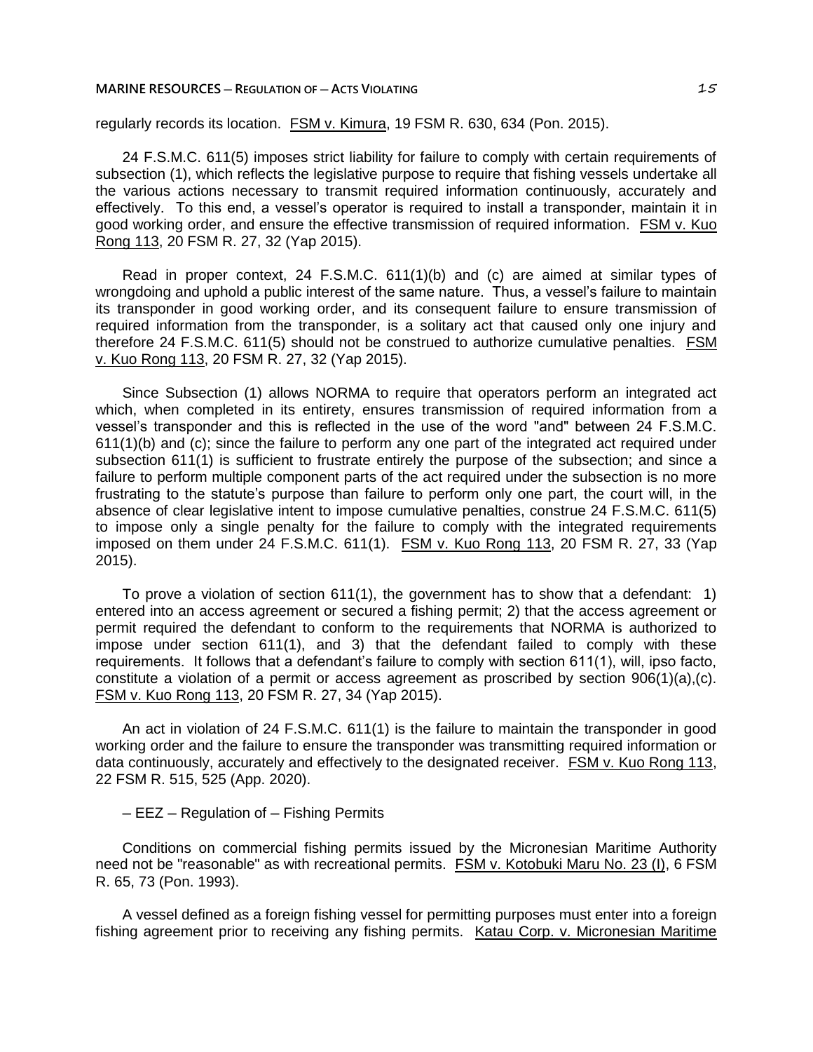regularly records its location. FSM v. Kimura, 19 FSM R. 630, 634 (Pon. 2015).

24 F.S.M.C. 611(5) imposes strict liability for failure to comply with certain requirements of subsection (1), which reflects the legislative purpose to require that fishing vessels undertake all the various actions necessary to transmit required information continuously, accurately and effectively. To this end, a vessel's operator is required to install a transponder, maintain it in good working order, and ensure the effective transmission of required information. FSM v. Kuo Rong 113, 20 FSM R. 27, 32 (Yap 2015).

Read in proper context, 24 F.S.M.C. 611(1)(b) and (c) are aimed at similar types of wrongdoing and uphold a public interest of the same nature. Thus, a vessel's failure to maintain its transponder in good working order, and its consequent failure to ensure transmission of required information from the transponder, is a solitary act that caused only one injury and therefore 24 F.S.M.C. 611(5) should not be construed to authorize cumulative penalties. FSM v. Kuo Rong 113, 20 FSM R. 27, 32 (Yap 2015).

Since Subsection (1) allows NORMA to require that operators perform an integrated act which, when completed in its entirety, ensures transmission of required information from a vessel's transponder and this is reflected in the use of the word "and" between 24 F.S.M.C. 611(1)(b) and (c); since the failure to perform any one part of the integrated act required under subsection 611(1) is sufficient to frustrate entirely the purpose of the subsection; and since a failure to perform multiple component parts of the act required under the subsection is no more frustrating to the statute's purpose than failure to perform only one part, the court will, in the absence of clear legislative intent to impose cumulative penalties, construe 24 F.S.M.C. 611(5) to impose only a single penalty for the failure to comply with the integrated requirements imposed on them under 24 F.S.M.C. 611(1). FSM v. Kuo Rong 113, 20 FSM R. 27, 33 (Yap 2015).

To prove a violation of section 611(1), the government has to show that a defendant: 1) entered into an access agreement or secured a fishing permit; 2) that the access agreement or permit required the defendant to conform to the requirements that NORMA is authorized to impose under section 611(1), and 3) that the defendant failed to comply with these requirements. It follows that a defendant's failure to comply with section 611(1), will, ipso facto, constitute a violation of a permit or access agreement as proscribed by section 906(1)(a),(c). FSM v. Kuo Rong 113, 20 FSM R. 27, 34 (Yap 2015).

An act in violation of 24 F.S.M.C. 611(1) is the failure to maintain the transponder in good working order and the failure to ensure the transponder was transmitting required information or data continuously, accurately and effectively to the designated receiver. FSM v. Kuo Rong 113, 22 FSM R. 515, 525 (App. 2020).

– EEZ – Regulation of – Fishing Permits

Conditions on commercial fishing permits issued by the Micronesian Maritime Authority need not be "reasonable" as with recreational permits. FSM v. Kotobuki Maru No. 23 (I), 6 FSM R. 65, 73 (Pon. 1993).

A vessel defined as a foreign fishing vessel for permitting purposes must enter into a foreign fishing agreement prior to receiving any fishing permits. Katau Corp. v. Micronesian Maritime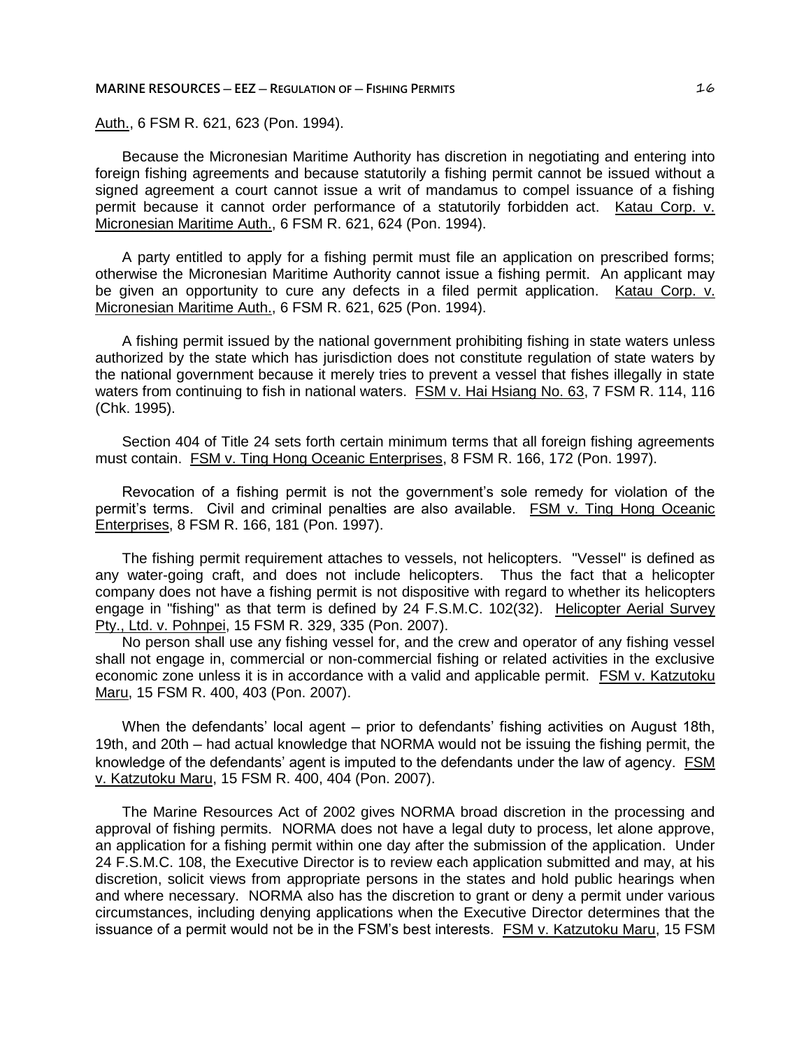Auth., 6 FSM R. 621, 623 (Pon. 1994).

Because the Micronesian Maritime Authority has discretion in negotiating and entering into foreign fishing agreements and because statutorily a fishing permit cannot be issued without a signed agreement a court cannot issue a writ of mandamus to compel issuance of a fishing permit because it cannot order performance of a statutorily forbidden act. Katau Corp. v. Micronesian Maritime Auth., 6 FSM R. 621, 624 (Pon. 1994).

A party entitled to apply for a fishing permit must file an application on prescribed forms; otherwise the Micronesian Maritime Authority cannot issue a fishing permit. An applicant may be given an opportunity to cure any defects in a filed permit application. Katau Corp. v. Micronesian Maritime Auth., 6 FSM R. 621, 625 (Pon. 1994).

A fishing permit issued by the national government prohibiting fishing in state waters unless authorized by the state which has jurisdiction does not constitute regulation of state waters by the national government because it merely tries to prevent a vessel that fishes illegally in state waters from continuing to fish in national waters. FSM v. Hai Hsiang No. 63, 7 FSM R. 114, 116 (Chk. 1995).

Section 404 of Title 24 sets forth certain minimum terms that all foreign fishing agreements must contain. FSM v. Ting Hong Oceanic Enterprises, 8 FSM R. 166, 172 (Pon. 1997).

Revocation of a fishing permit is not the government's sole remedy for violation of the permit's terms. Civil and criminal penalties are also available. FSM v. Ting Hong Oceanic Enterprises, 8 FSM R. 166, 181 (Pon. 1997).

The fishing permit requirement attaches to vessels, not helicopters. "Vessel" is defined as any water-going craft, and does not include helicopters. Thus the fact that a helicopter company does not have a fishing permit is not dispositive with regard to whether its helicopters engage in "fishing" as that term is defined by 24 F.S.M.C. 102(32). Helicopter Aerial Survey Pty., Ltd. v. Pohnpei, 15 FSM R. 329, 335 (Pon. 2007).

No person shall use any fishing vessel for, and the crew and operator of any fishing vessel shall not engage in, commercial or non-commercial fishing or related activities in the exclusive economic zone unless it is in accordance with a valid and applicable permit. FSM v. Katzutoku Maru, 15 FSM R. 400, 403 (Pon. 2007).

When the defendants' local agent – prior to defendants' fishing activities on August 18th, 19th, and 20th – had actual knowledge that NORMA would not be issuing the fishing permit, the knowledge of the defendants' agent is imputed to the defendants under the law of agency. FSM v. Katzutoku Maru, 15 FSM R. 400, 404 (Pon. 2007).

The Marine Resources Act of 2002 gives NORMA broad discretion in the processing and approval of fishing permits. NORMA does not have a legal duty to process, let alone approve, an application for a fishing permit within one day after the submission of the application. Under 24 F.S.M.C. 108, the Executive Director is to review each application submitted and may, at his discretion, solicit views from appropriate persons in the states and hold public hearings when and where necessary. NORMA also has the discretion to grant or deny a permit under various circumstances, including denying applications when the Executive Director determines that the issuance of a permit would not be in the FSM's best interests. FSM v. Katzutoku Maru, 15 FSM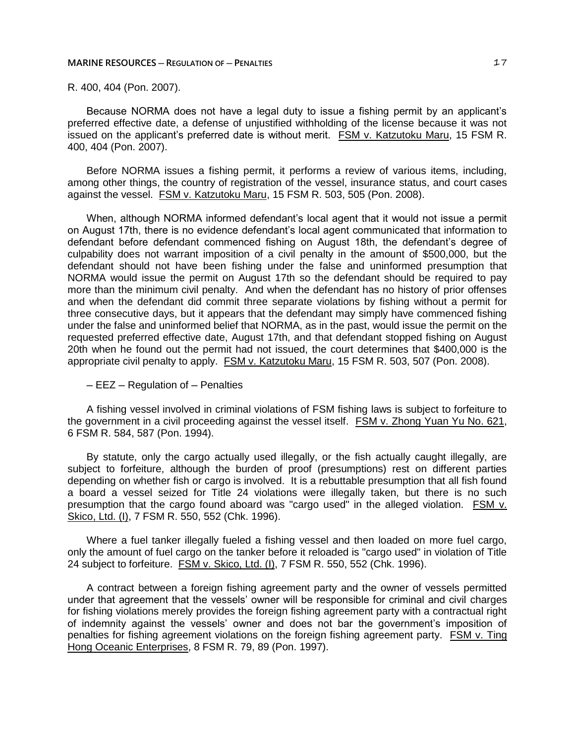R. 400, 404 (Pon. 2007).

Because NORMA does not have a legal duty to issue a fishing permit by an applicant's preferred effective date, a defense of unjustified withholding of the license because it was not issued on the applicant's preferred date is without merit. FSM v. Katzutoku Maru, 15 FSM R. 400, 404 (Pon. 2007).

Before NORMA issues a fishing permit, it performs a review of various items, including, among other things, the country of registration of the vessel, insurance status, and court cases against the vessel. FSM v. Katzutoku Maru, 15 FSM R. 503, 505 (Pon. 2008).

When, although NORMA informed defendant's local agent that it would not issue a permit on August 17th, there is no evidence defendant's local agent communicated that information to defendant before defendant commenced fishing on August 18th, the defendant's degree of culpability does not warrant imposition of a civil penalty in the amount of $500,000, but the defendant should not have been fishing under the false and uninformed presumption that NORMA would issue the permit on August 17th so the defendant should be required to pay more than the minimum civil penalty. And when the defendant has no history of prior offenses and when the defendant did commit three separate violations by fishing without a permit for three consecutive days, but it appears that the defendant may simply have commenced fishing under the false and uninformed belief that NORMA, as in the past, would issue the permit on the requested preferred effective date, August 17th, and that defendant stopped fishing on August 20th when he found out the permit had not issued, the court determines that $400,000 is the appropriate civil penalty to apply. FSM v. Katzutoku Maru, 15 FSM R. 503, 507 (Pon. 2008).

– EEZ – Regulation of – Penalties

A fishing vessel involved in criminal violations of FSM fishing laws is subject to forfeiture to the government in a civil proceeding against the vessel itself. FSM v. Zhong Yuan Yu No. 621, 6 FSM R. 584, 587 (Pon. 1994).

By statute, only the cargo actually used illegally, or the fish actually caught illegally, are subject to forfeiture, although the burden of proof (presumptions) rest on different parties depending on whether fish or cargo is involved. It is a rebuttable presumption that all fish found a board a vessel seized for Title 24 violations were illegally taken, but there is no such presumption that the cargo found aboard was "cargo used" in the alleged violation. FSM v. Skico, Ltd. (I), 7 FSM R. 550, 552 (Chk. 1996).

Where a fuel tanker illegally fueled a fishing vessel and then loaded on more fuel cargo, only the amount of fuel cargo on the tanker before it reloaded is "cargo used" in violation of Title 24 subject to forfeiture. FSM v. Skico, Ltd. (I), 7 FSM R. 550, 552 (Chk. 1996).

A contract between a foreign fishing agreement party and the owner of vessels permitted under that agreement that the vessels' owner will be responsible for criminal and civil charges for fishing violations merely provides the foreign fishing agreement party with a contractual right of indemnity against the vessels' owner and does not bar the government's imposition of penalties for fishing agreement violations on the foreign fishing agreement party. FSM v. Ting Hong Oceanic Enterprises, 8 FSM R. 79, 89 (Pon. 1997).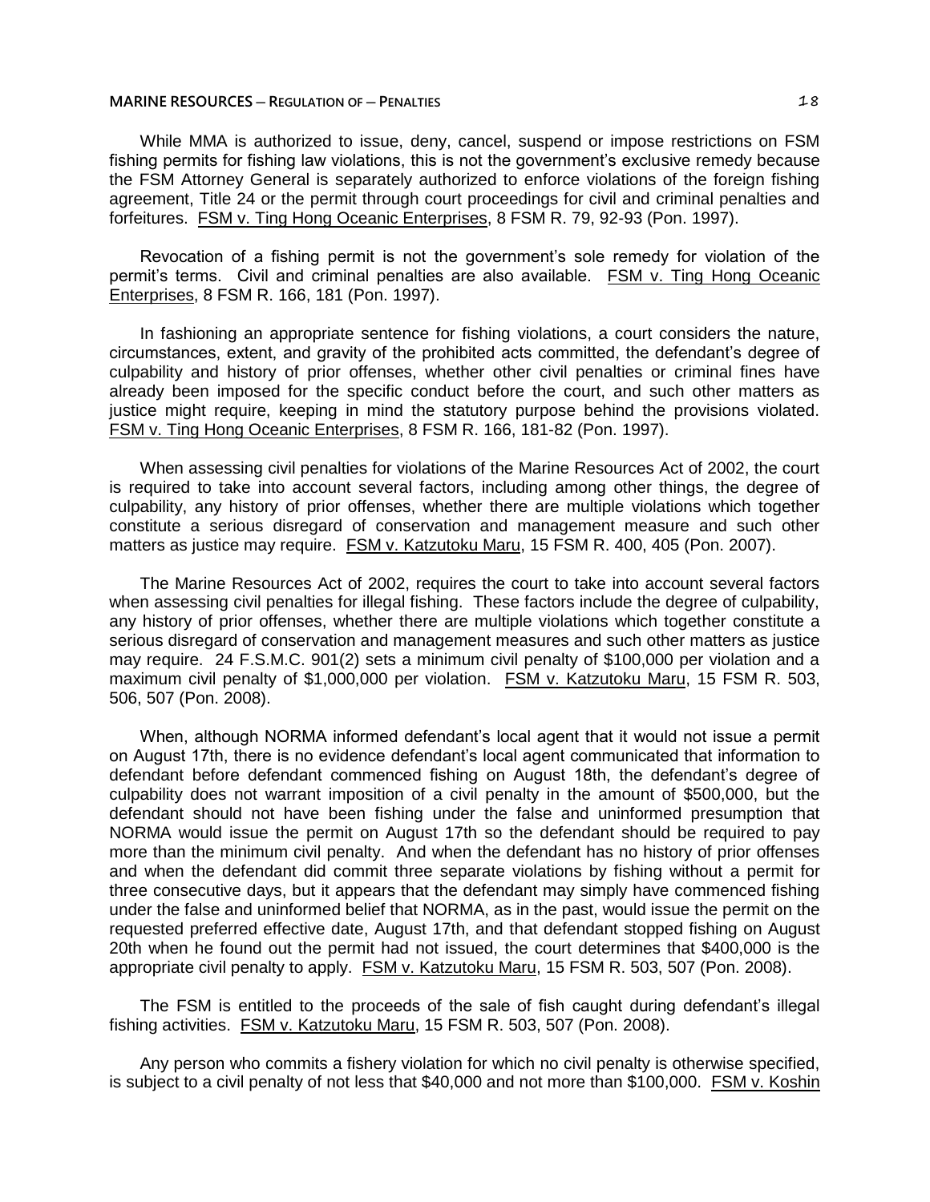While MMA is authorized to issue, deny, cancel, suspend or impose restrictions on FSM fishing permits for fishing law violations, this is not the government's exclusive remedy because the FSM Attorney General is separately authorized to enforce violations of the foreign fishing agreement, Title 24 or the permit through court proceedings for civil and criminal penalties and forfeitures. FSM v. Ting Hong Oceanic Enterprises, 8 FSM R. 79, 92-93 (Pon. 1997).

Revocation of a fishing permit is not the government's sole remedy for violation of the permit's terms. Civil and criminal penalties are also available. FSM v. Ting Hong Oceanic Enterprises, 8 FSM R. 166, 181 (Pon. 1997).

In fashioning an appropriate sentence for fishing violations, a court considers the nature, circumstances, extent, and gravity of the prohibited acts committed, the defendant's degree of culpability and history of prior offenses, whether other civil penalties or criminal fines have already been imposed for the specific conduct before the court, and such other matters as justice might require, keeping in mind the statutory purpose behind the provisions violated. FSM v. Ting Hong Oceanic Enterprises, 8 FSM R. 166, 181-82 (Pon. 1997).

When assessing civil penalties for violations of the Marine Resources Act of 2002, the court is required to take into account several factors, including among other things, the degree of culpability, any history of prior offenses, whether there are multiple violations which together constitute a serious disregard of conservation and management measure and such other matters as justice may require. FSM v. Katzutoku Maru, 15 FSM R. 400, 405 (Pon. 2007).

The Marine Resources Act of 2002, requires the court to take into account several factors when assessing civil penalties for illegal fishing. These factors include the degree of culpability, any history of prior offenses, whether there are multiple violations which together constitute a serious disregard of conservation and management measures and such other matters as justice may require. 24 F.S.M.C. 901(2) sets a minimum civil penalty of $100,000 per violation and a maximum civil penalty of $1,000,000 per violation. FSM v. Katzutoku Maru, 15 FSM R. 503, 506, 507 (Pon. 2008).

When, although NORMA informed defendant's local agent that it would not issue a permit on August 17th, there is no evidence defendant's local agent communicated that information to defendant before defendant commenced fishing on August 18th, the defendant's degree of culpability does not warrant imposition of a civil penalty in the amount of $500,000, but the defendant should not have been fishing under the false and uninformed presumption that NORMA would issue the permit on August 17th so the defendant should be required to pay more than the minimum civil penalty. And when the defendant has no history of prior offenses and when the defendant did commit three separate violations by fishing without a permit for three consecutive days, but it appears that the defendant may simply have commenced fishing under the false and uninformed belief that NORMA, as in the past, would issue the permit on the requested preferred effective date, August 17th, and that defendant stopped fishing on August 20th when he found out the permit had not issued, the court determines that $400,000 is the appropriate civil penalty to apply. FSM v. Katzutoku Maru, 15 FSM R. 503, 507 (Pon. 2008).

The FSM is entitled to the proceeds of the sale of fish caught during defendant's illegal fishing activities. FSM v. Katzutoku Maru, 15 FSM R. 503, 507 (Pon. 2008).

Any person who commits a fishery violation for which no civil penalty is otherwise specified, is subject to a civil penalty of not less that $40,000 and not more than $100,000. FSM v. Koshin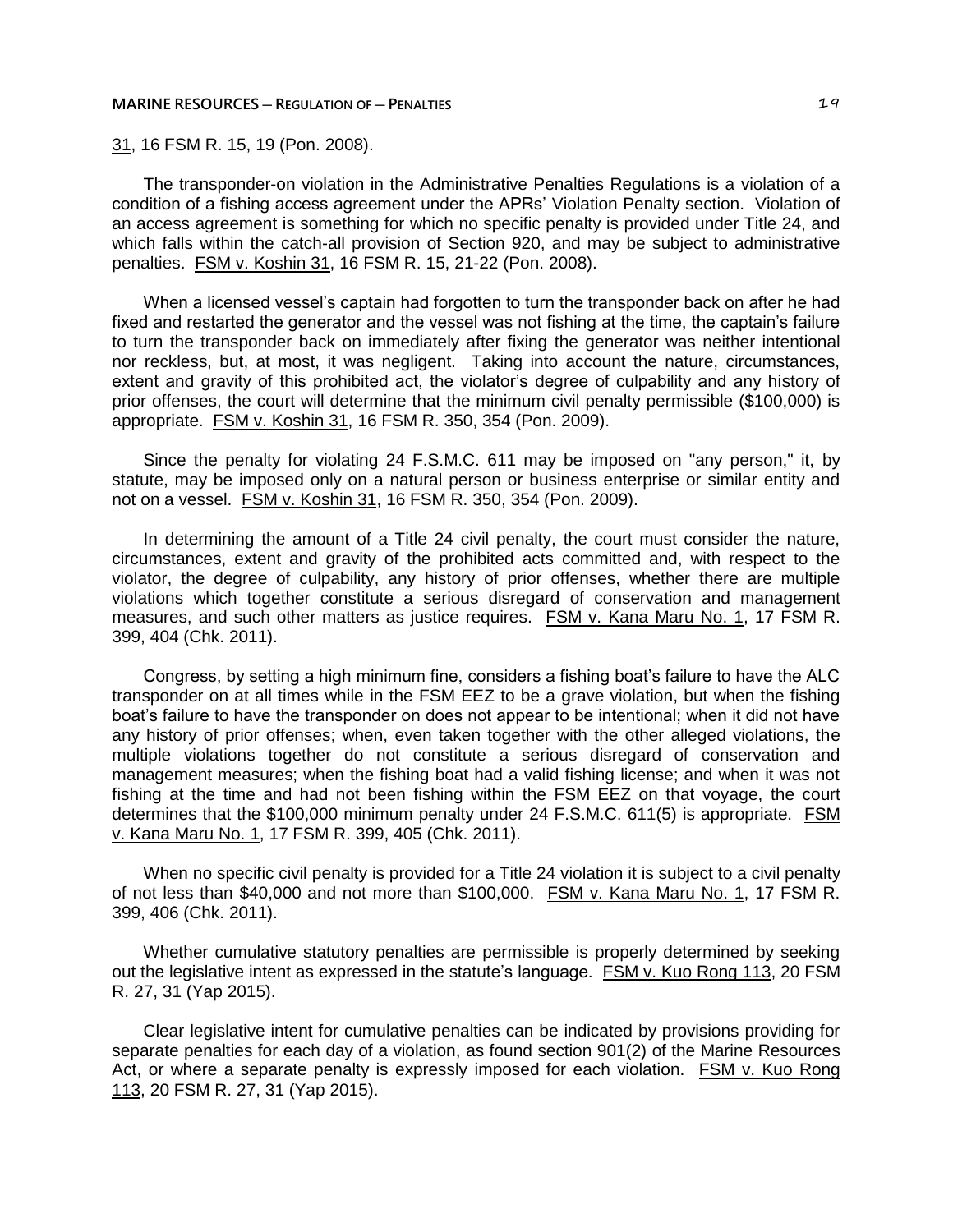31, 16 FSM R. 15, 19 (Pon. 2008).

The transponder-on violation in the Administrative Penalties Regulations is a violation of a condition of a fishing access agreement under the APRs' Violation Penalty section. Violation of an access agreement is something for which no specific penalty is provided under Title 24, and which falls within the catch-all provision of Section 920, and may be subject to administrative penalties. FSM v. Koshin 31, 16 FSM R. 15, 21-22 (Pon. 2008).

When a licensed vessel's captain had forgotten to turn the transponder back on after he had fixed and restarted the generator and the vessel was not fishing at the time, the captain's failure to turn the transponder back on immediately after fixing the generator was neither intentional nor reckless, but, at most, it was negligent. Taking into account the nature, circumstances, extent and gravity of this prohibited act, the violator's degree of culpability and any history of prior offenses, the court will determine that the minimum civil penalty permissible ($100,000) is appropriate. FSM v. Koshin 31, 16 FSM R. 350, 354 (Pon. 2009).

Since the penalty for violating 24 F.S.M.C. 611 may be imposed on "any person," it, by statute, may be imposed only on a natural person or business enterprise or similar entity and not on a vessel. FSM v. Koshin 31, 16 FSM R. 350, 354 (Pon. 2009).

In determining the amount of a Title 24 civil penalty, the court must consider the nature, circumstances, extent and gravity of the prohibited acts committed and, with respect to the violator, the degree of culpability, any history of prior offenses, whether there are multiple violations which together constitute a serious disregard of conservation and management measures, and such other matters as justice requires. FSM v. Kana Maru No. 1, 17 FSM R. 399, 404 (Chk. 2011).

Congress, by setting a high minimum fine, considers a fishing boat's failure to have the ALC transponder on at all times while in the FSM EEZ to be a grave violation, but when the fishing boat's failure to have the transponder on does not appear to be intentional; when it did not have any history of prior offenses; when, even taken together with the other alleged violations, the multiple violations together do not constitute a serious disregard of conservation and management measures; when the fishing boat had a valid fishing license; and when it was not fishing at the time and had not been fishing within the FSM EEZ on that voyage, the court determines that the $100,000 minimum penalty under 24 F.S.M.C. 611(5) is appropriate. FSM v. Kana Maru No. 1, 17 FSM R. 399, 405 (Chk. 2011).

When no specific civil penalty is provided for a Title 24 violation it is subject to a civil penalty of not less than $40,000 and not more than $100,000. FSM v. Kana Maru No. 1, 17 FSM R. 399, 406 (Chk. 2011).

Whether cumulative statutory penalties are permissible is properly determined by seeking out the legislative intent as expressed in the statute's language. FSM v. Kuo Rong 113, 20 FSM R. 27, 31 (Yap 2015).

Clear legislative intent for cumulative penalties can be indicated by provisions providing for separate penalties for each day of a violation, as found section 901(2) of the Marine Resources Act, or where a separate penalty is expressly imposed for each violation. FSM v. Kuo Rong 113, 20 FSM R. 27, 31 (Yap 2015).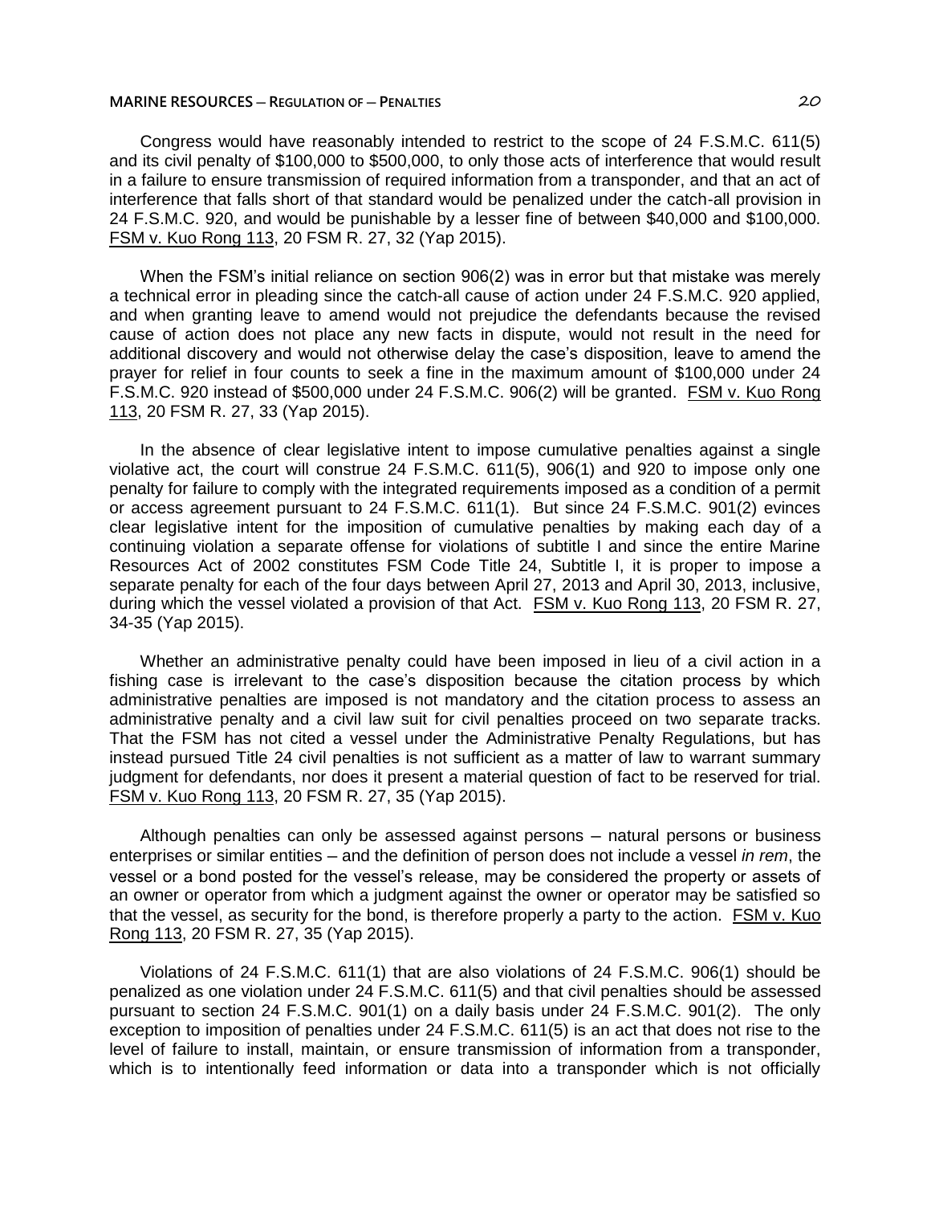Congress would have reasonably intended to restrict to the scope of 24 F.S.M.C. 611(5) and its civil penalty of $100,000 to $500,000, to only those acts of interference that would result in a failure to ensure transmission of required information from a transponder, and that an act of interference that falls short of that standard would be penalized under the catch-all provision in 24 F.S.M.C. 920, and would be punishable by a lesser fine of between $40,000 and $100,000. FSM v. Kuo Rong 113, 20 FSM R. 27, 32 (Yap 2015).

When the FSM's initial reliance on section 906(2) was in error but that mistake was merely a technical error in pleading since the catch-all cause of action under 24 F.S.M.C. 920 applied, and when granting leave to amend would not prejudice the defendants because the revised cause of action does not place any new facts in dispute, would not result in the need for additional discovery and would not otherwise delay the case's disposition, leave to amend the prayer for relief in four counts to seek a fine in the maximum amount of $100,000 under 24 F.S.M.C. 920 instead of $500,000 under 24 F.S.M.C. 906(2) will be granted. FSM v. Kuo Rong 113, 20 FSM R. 27, 33 (Yap 2015).

In the absence of clear legislative intent to impose cumulative penalties against a single violative act, the court will construe 24 F.S.M.C. 611(5), 906(1) and 920 to impose only one penalty for failure to comply with the integrated requirements imposed as a condition of a permit or access agreement pursuant to 24 F.S.M.C. 611(1). But since 24 F.S.M.C. 901(2) evinces clear legislative intent for the imposition of cumulative penalties by making each day of a continuing violation a separate offense for violations of subtitle I and since the entire Marine Resources Act of 2002 constitutes FSM Code Title 24, Subtitle I, it is proper to impose a separate penalty for each of the four days between April 27, 2013 and April 30, 2013, inclusive, during which the vessel violated a provision of that Act. FSM v. Kuo Rong 113, 20 FSM R. 27, 34-35 (Yap 2015).

Whether an administrative penalty could have been imposed in lieu of a civil action in a fishing case is irrelevant to the case's disposition because the citation process by which administrative penalties are imposed is not mandatory and the citation process to assess an administrative penalty and a civil law suit for civil penalties proceed on two separate tracks. That the FSM has not cited a vessel under the Administrative Penalty Regulations, but has instead pursued Title 24 civil penalties is not sufficient as a matter of law to warrant summary judgment for defendants, nor does it present a material question of fact to be reserved for trial. FSM v. Kuo Rong 113, 20 FSM R. 27, 35 (Yap 2015).

Although penalties can only be assessed against persons – natural persons or business enterprises or similar entities – and the definition of person does not include a vessel *in rem*, the vessel or a bond posted for the vessel's release, may be considered the property or assets of an owner or operator from which a judgment against the owner or operator may be satisfied so that the vessel, as security for the bond, is therefore properly a party to the action. FSM v. Kuo Rong 113, 20 FSM R. 27, 35 (Yap 2015).

Violations of 24 F.S.M.C. 611(1) that are also violations of 24 F.S.M.C. 906(1) should be penalized as one violation under 24 F.S.M.C. 611(5) and that civil penalties should be assessed pursuant to section 24 F.S.M.C. 901(1) on a daily basis under 24 F.S.M.C. 901(2). The only exception to imposition of penalties under 24 F.S.M.C. 611(5) is an act that does not rise to the level of failure to install, maintain, or ensure transmission of information from a transponder, which is to intentionally feed information or data into a transponder which is not officially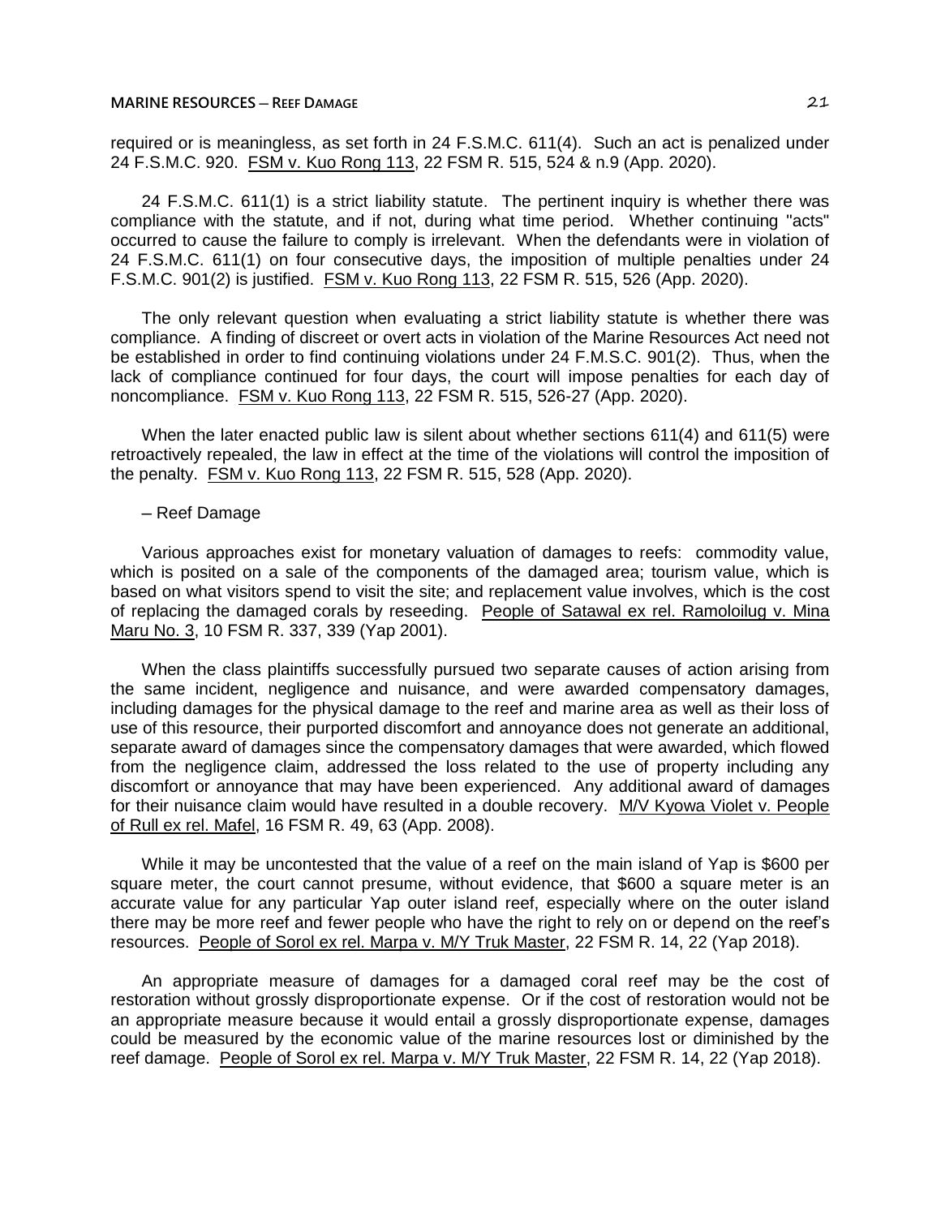required or is meaningless, as set forth in 24 F.S.M.C. 611(4). Such an act is penalized under 24 F.S.M.C. 920. FSM v. Kuo Rong 113, 22 FSM R. 515, 524 & n.9 (App. 2020).

24 F.S.M.C. 611(1) is a strict liability statute. The pertinent inquiry is whether there was compliance with the statute, and if not, during what time period. Whether continuing "acts" occurred to cause the failure to comply is irrelevant. When the defendants were in violation of 24 F.S.M.C. 611(1) on four consecutive days, the imposition of multiple penalties under 24 F.S.M.C. 901(2) is justified. FSM v. Kuo Rong 113, 22 FSM R. 515, 526 (App. 2020).

The only relevant question when evaluating a strict liability statute is whether there was compliance. A finding of discreet or overt acts in violation of the Marine Resources Act need not be established in order to find continuing violations under 24 F.M.S.C. 901(2). Thus, when the lack of compliance continued for four days, the court will impose penalties for each day of noncompliance. FSM v. Kuo Rong 113, 22 FSM R. 515, 526-27 (App. 2020).

When the later enacted public law is silent about whether sections 611(4) and 611(5) were retroactively repealed, the law in effect at the time of the violations will control the imposition of the penalty. FSM v. Kuo Rong 113, 22 FSM R. 515, 528 (App. 2020).

– Reef Damage

Various approaches exist for monetary valuation of damages to reefs: commodity value, which is posited on a sale of the components of the damaged area; tourism value, which is based on what visitors spend to visit the site; and replacement value involves, which is the cost of replacing the damaged corals by reseeding. People of Satawal ex rel. Ramoloilug v. Mina Maru No. 3, 10 FSM R. 337, 339 (Yap 2001).

When the class plaintiffs successfully pursued two separate causes of action arising from the same incident, negligence and nuisance, and were awarded compensatory damages, including damages for the physical damage to the reef and marine area as well as their loss of use of this resource, their purported discomfort and annoyance does not generate an additional, separate award of damages since the compensatory damages that were awarded, which flowed from the negligence claim, addressed the loss related to the use of property including any discomfort or annoyance that may have been experienced. Any additional award of damages for their nuisance claim would have resulted in a double recovery. M/V Kyowa Violet v. People of Rull ex rel. Mafel, 16 FSM R. 49, 63 (App. 2008).

While it may be uncontested that the value of a reef on the main island of Yap is $600 per square meter, the court cannot presume, without evidence, that $600 a square meter is an accurate value for any particular Yap outer island reef, especially where on the outer island there may be more reef and fewer people who have the right to rely on or depend on the reef's resources. People of Sorol ex rel. Marpa v. M/Y Truk Master, 22 FSM R. 14, 22 (Yap 2018).

An appropriate measure of damages for a damaged coral reef may be the cost of restoration without grossly disproportionate expense. Or if the cost of restoration would not be an appropriate measure because it would entail a grossly disproportionate expense, damages could be measured by the economic value of the marine resources lost or diminished by the reef damage. People of Sorol ex rel. Marpa v. M/Y Truk Master, 22 FSM R. 14, 22 (Yap 2018).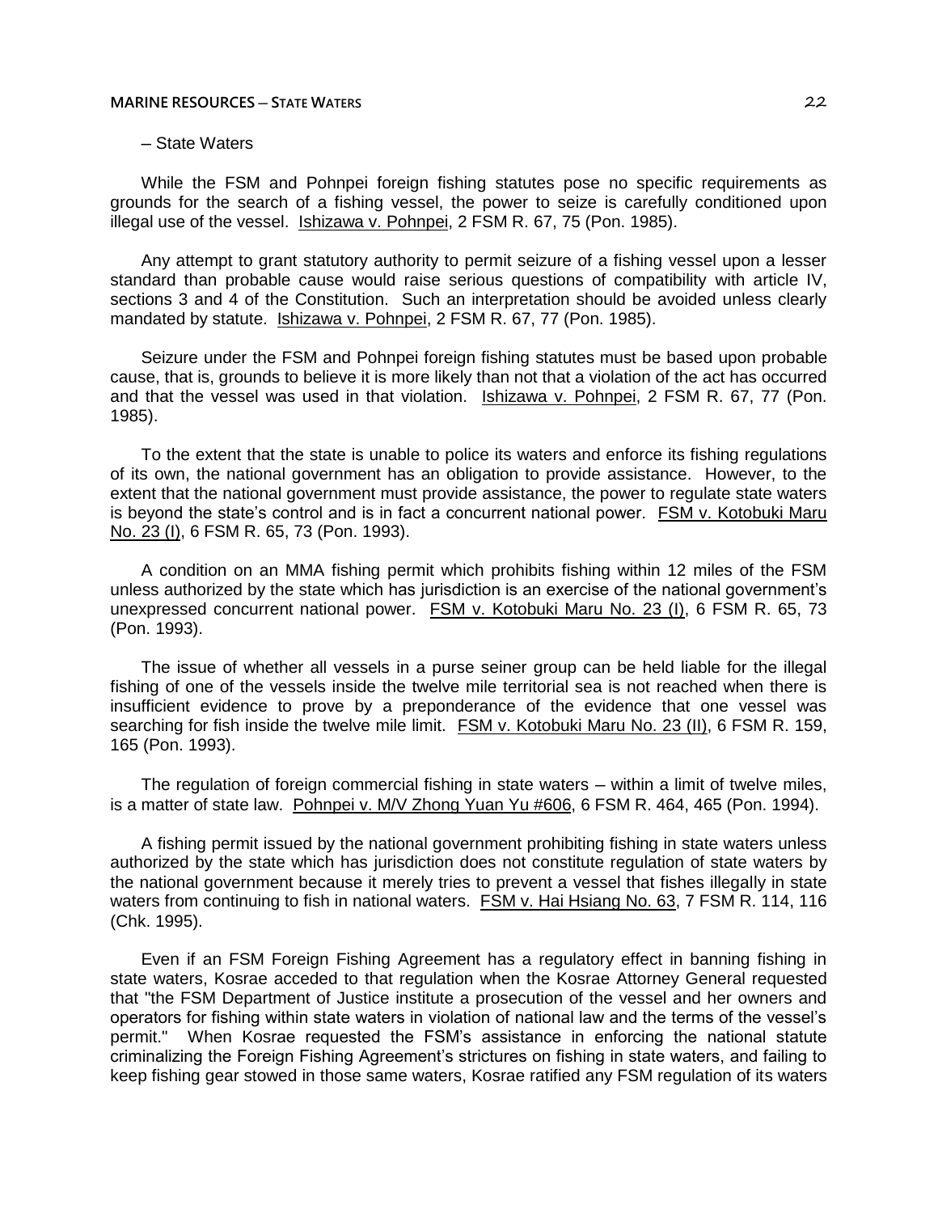– State Waters

While the FSM and Pohnpei foreign fishing statutes pose no specific requirements as grounds for the search of a fishing vessel, the power to seize is carefully conditioned upon illegal use of the vessel. Ishizawa v. Pohnpei, 2 FSM R. 67, 75 (Pon. 1985).

Any attempt to grant statutory authority to permit seizure of a fishing vessel upon a lesser standard than probable cause would raise serious questions of compatibility with article IV, sections 3 and 4 of the Constitution. Such an interpretation should be avoided unless clearly mandated by statute. Ishizawa v. Pohnpei, 2 FSM R. 67, 77 (Pon. 1985).

Seizure under the FSM and Pohnpei foreign fishing statutes must be based upon probable cause, that is, grounds to believe it is more likely than not that a violation of the act has occurred and that the vessel was used in that violation. Ishizawa v. Pohnpei, 2 FSM R. 67, 77 (Pon. 1985).

To the extent that the state is unable to police its waters and enforce its fishing regulations of its own, the national government has an obligation to provide assistance. However, to the extent that the national government must provide assistance, the power to regulate state waters is beyond the state's control and is in fact a concurrent national power. FSM v. Kotobuki Maru No. 23 (I), 6 FSM R. 65, 73 (Pon. 1993).

A condition on an MMA fishing permit which prohibits fishing within 12 miles of the FSM unless authorized by the state which has jurisdiction is an exercise of the national government's unexpressed concurrent national power. FSM v. Kotobuki Maru No. 23 (I), 6 FSM R. 65, 73 (Pon. 1993).

The issue of whether all vessels in a purse seiner group can be held liable for the illegal fishing of one of the vessels inside the twelve mile territorial sea is not reached when there is insufficient evidence to prove by a preponderance of the evidence that one vessel was searching for fish inside the twelve mile limit. FSM v. Kotobuki Maru No. 23 (II), 6 FSM R. 159, 165 (Pon. 1993).

The regulation of foreign commercial fishing in state waters – within a limit of twelve miles, is a matter of state law. Pohnpei v. M/V Zhong Yuan Yu #606, 6 FSM R. 464, 465 (Pon. 1994).

A fishing permit issued by the national government prohibiting fishing in state waters unless authorized by the state which has jurisdiction does not constitute regulation of state waters by the national government because it merely tries to prevent a vessel that fishes illegally in state waters from continuing to fish in national waters. FSM v. Hai Hsiang No. 63, 7 FSM R. 114, 116 (Chk. 1995).

Even if an FSM Foreign Fishing Agreement has a regulatory effect in banning fishing in state waters, Kosrae acceded to that regulation when the Kosrae Attorney General requested that "the FSM Department of Justice institute a prosecution of the vessel and her owners and operators for fishing within state waters in violation of national law and the terms of the vessel's permit." When Kosrae requested the FSM's assistance in enforcing the national statute criminalizing the Foreign Fishing Agreement's strictures on fishing in state waters, and failing to keep fishing gear stowed in those same waters, Kosrae ratified any FSM regulation of its waters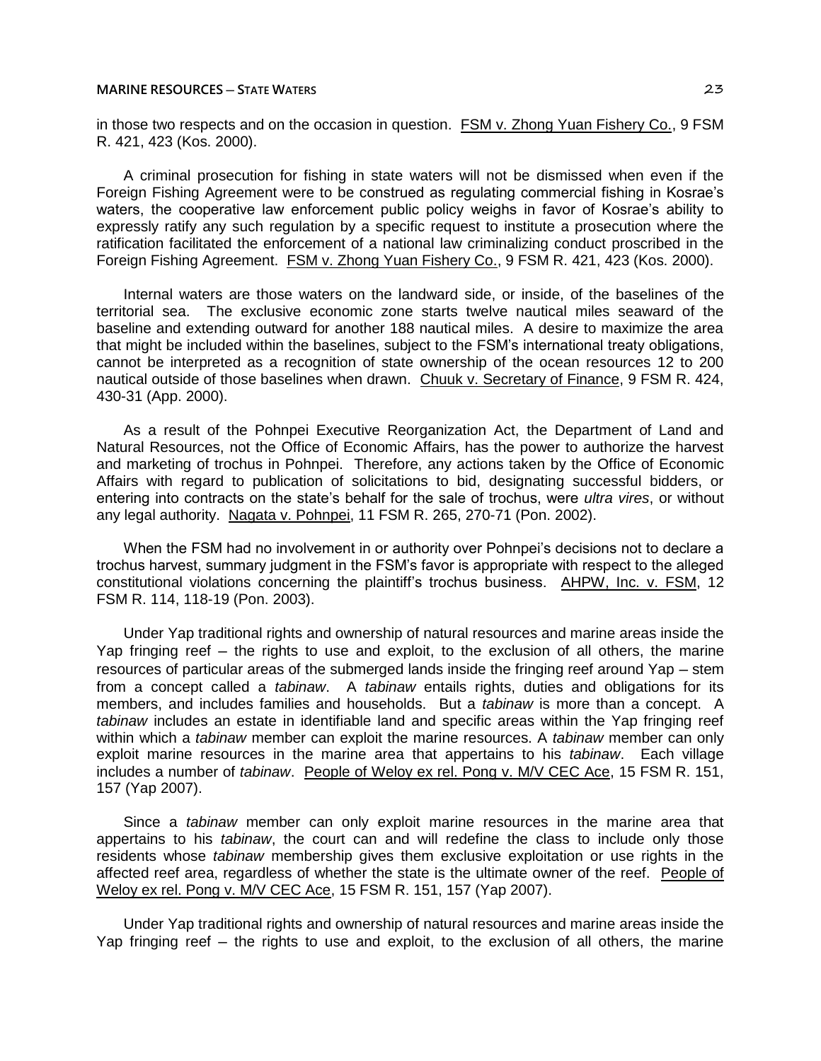in those two respects and on the occasion in question. FSM v. Zhong Yuan Fishery Co., 9 FSM R. 421, 423 (Kos. 2000).

A criminal prosecution for fishing in state waters will not be dismissed when even if the Foreign Fishing Agreement were to be construed as regulating commercial fishing in Kosrae's waters, the cooperative law enforcement public policy weighs in favor of Kosrae's ability to expressly ratify any such regulation by a specific request to institute a prosecution where the ratification facilitated the enforcement of a national law criminalizing conduct proscribed in the Foreign Fishing Agreement. FSM v. Zhong Yuan Fishery Co., 9 FSM R. 421, 423 (Kos. 2000).

Internal waters are those waters on the landward side, or inside, of the baselines of the territorial sea. The exclusive economic zone starts twelve nautical miles seaward of the baseline and extending outward for another 188 nautical miles. A desire to maximize the area that might be included within the baselines, subject to the FSM's international treaty obligations, cannot be interpreted as a recognition of state ownership of the ocean resources 12 to 200 nautical outside of those baselines when drawn. Chuuk v. Secretary of Finance, 9 FSM R. 424, 430-31 (App. 2000).

As a result of the Pohnpei Executive Reorganization Act, the Department of Land and Natural Resources, not the Office of Economic Affairs, has the power to authorize the harvest and marketing of trochus in Pohnpei. Therefore, any actions taken by the Office of Economic Affairs with regard to publication of solicitations to bid, designating successful bidders, or entering into contracts on the state's behalf for the sale of trochus, were *ultra vires*, or without any legal authority. Nagata v. Pohnpei, 11 FSM R. 265, 270-71 (Pon. 2002).

When the FSM had no involvement in or authority over Pohnpei's decisions not to declare a trochus harvest, summary judgment in the FSM's favor is appropriate with respect to the alleged constitutional violations concerning the plaintiff's trochus business. AHPW, Inc. v. FSM, 12 FSM R. 114, 118-19 (Pon. 2003).

Under Yap traditional rights and ownership of natural resources and marine areas inside the Yap fringing reef – the rights to use and exploit, to the exclusion of all others, the marine resources of particular areas of the submerged lands inside the fringing reef around Yap – stem from a concept called a *tabinaw*. A *tabinaw* entails rights, duties and obligations for its members, and includes families and households. But a *tabinaw* is more than a concept. A *tabinaw* includes an estate in identifiable land and specific areas within the Yap fringing reef within which a *tabinaw* member can exploit the marine resources. A *tabinaw* member can only exploit marine resources in the marine area that appertains to his *tabinaw*. Each village includes a number of *tabinaw*. People of Weloy ex rel. Pong v. M/V CEC Ace, 15 FSM R. 151, 157 (Yap 2007).

Since a *tabinaw* member can only exploit marine resources in the marine area that appertains to his *tabinaw*, the court can and will redefine the class to include only those residents whose *tabinaw* membership gives them exclusive exploitation or use rights in the affected reef area, regardless of whether the state is the ultimate owner of the reef. People of Weloy ex rel. Pong v. M/V CEC Ace, 15 FSM R. 151, 157 (Yap 2007).

Under Yap traditional rights and ownership of natural resources and marine areas inside the Yap fringing reef – the rights to use and exploit, to the exclusion of all others, the marine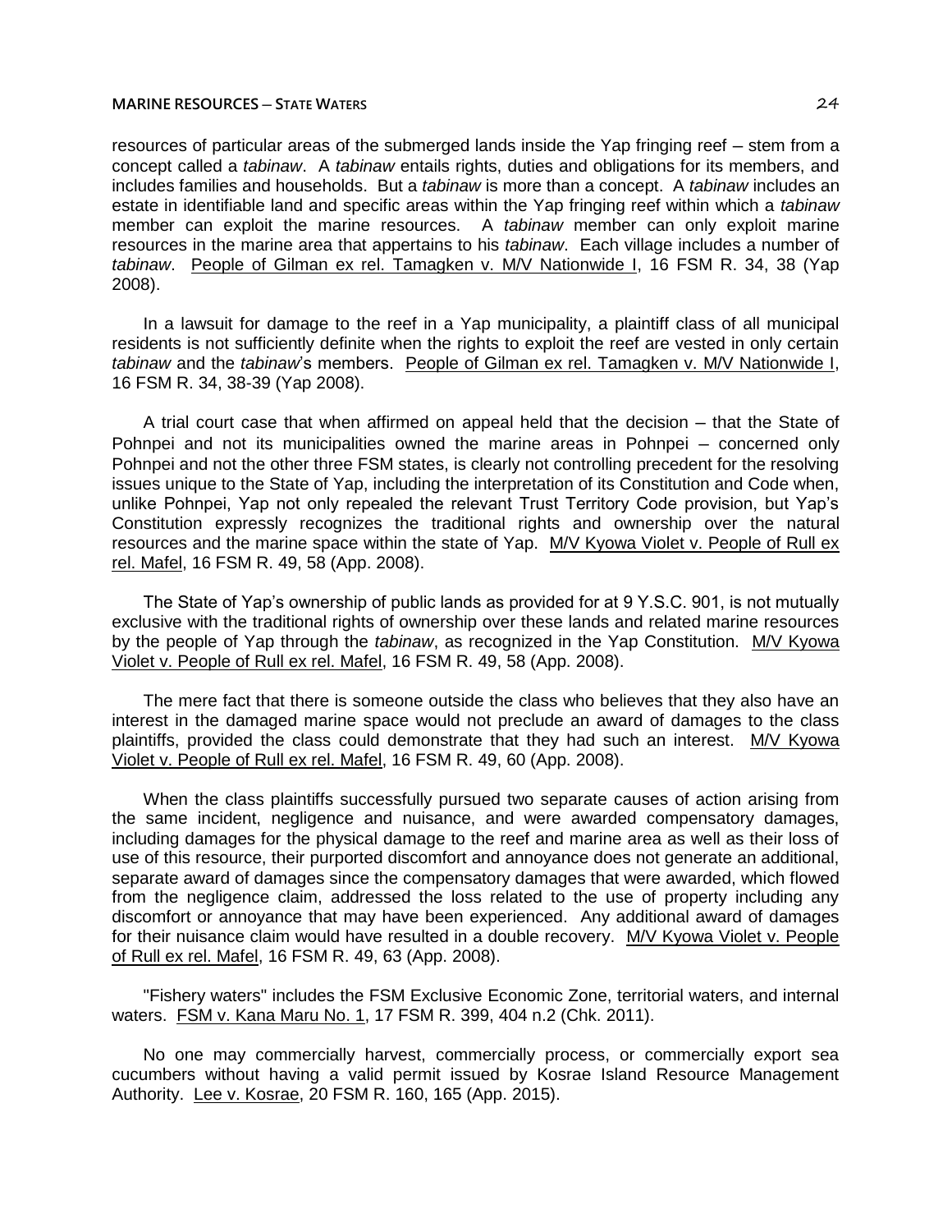resources of particular areas of the submerged lands inside the Yap fringing reef – stem from a concept called a *tabinaw*. A *tabinaw* entails rights, duties and obligations for its members, and includes families and households. But a *tabinaw* is more than a concept. A *tabinaw* includes an estate in identifiable land and specific areas within the Yap fringing reef within which a *tabinaw* member can exploit the marine resources. A *tabinaw* member can only exploit marine resources in the marine area that appertains to his *tabinaw*. Each village includes a number of *tabinaw*. People of Gilman ex rel. Tamagken v. M/V Nationwide I, 16 FSM R. 34, 38 (Yap 2008).

In a lawsuit for damage to the reef in a Yap municipality, a plaintiff class of all municipal residents is not sufficiently definite when the rights to exploit the reef are vested in only certain *tabinaw* and the *tabinaw*'s members. People of Gilman ex rel. Tamagken v. M/V Nationwide I, 16 FSM R. 34, 38-39 (Yap 2008).

A trial court case that when affirmed on appeal held that the decision – that the State of Pohnpei and not its municipalities owned the marine areas in Pohnpei – concerned only Pohnpei and not the other three FSM states, is clearly not controlling precedent for the resolving issues unique to the State of Yap, including the interpretation of its Constitution and Code when, unlike Pohnpei, Yap not only repealed the relevant Trust Territory Code provision, but Yap's Constitution expressly recognizes the traditional rights and ownership over the natural resources and the marine space within the state of Yap. M/V Kyowa Violet v. People of Rull ex rel. Mafel, 16 FSM R. 49, 58 (App. 2008).

The State of Yap's ownership of public lands as provided for at 9 Y.S.C. 901, is not mutually exclusive with the traditional rights of ownership over these lands and related marine resources by the people of Yap through the *tabinaw*, as recognized in the Yap Constitution. M/V Kyowa Violet v. People of Rull ex rel. Mafel, 16 FSM R. 49, 58 (App. 2008).

The mere fact that there is someone outside the class who believes that they also have an interest in the damaged marine space would not preclude an award of damages to the class plaintiffs, provided the class could demonstrate that they had such an interest. M/V Kyowa Violet v. People of Rull ex rel. Mafel, 16 FSM R. 49, 60 (App. 2008).

When the class plaintiffs successfully pursued two separate causes of action arising from the same incident, negligence and nuisance, and were awarded compensatory damages, including damages for the physical damage to the reef and marine area as well as their loss of use of this resource, their purported discomfort and annoyance does not generate an additional, separate award of damages since the compensatory damages that were awarded, which flowed from the negligence claim, addressed the loss related to the use of property including any discomfort or annoyance that may have been experienced. Any additional award of damages for their nuisance claim would have resulted in a double recovery. M/V Kyowa Violet v. People of Rull ex rel. Mafel, 16 FSM R. 49, 63 (App. 2008).

"Fishery waters" includes the FSM Exclusive Economic Zone, territorial waters, and internal waters. FSM v. Kana Maru No. 1, 17 FSM R. 399, 404 n.2 (Chk. 2011).

No one may commercially harvest, commercially process, or commercially export sea cucumbers without having a valid permit issued by Kosrae Island Resource Management Authority. Lee v. Kosrae, 20 FSM R. 160, 165 (App. 2015).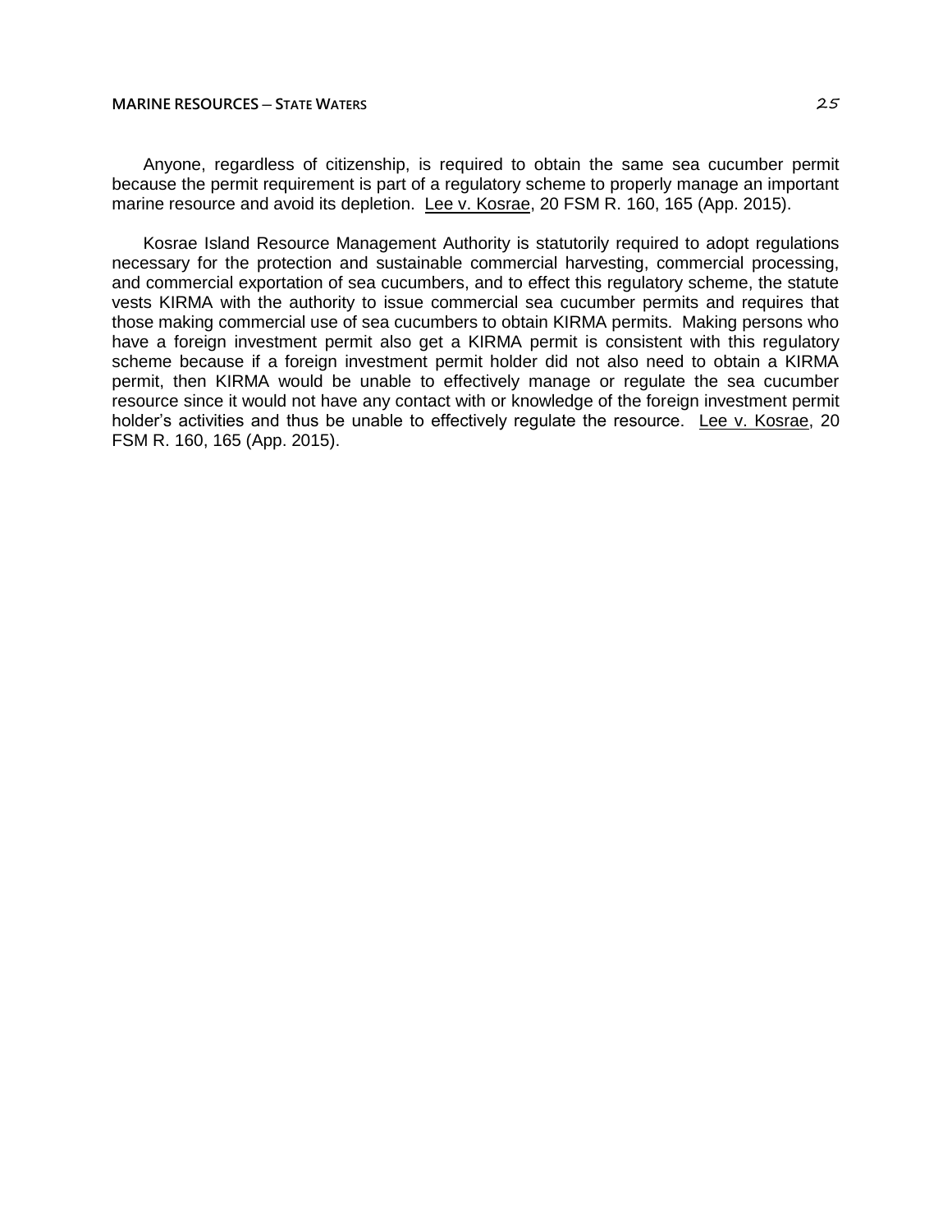Anyone, regardless of citizenship, is required to obtain the same sea cucumber permit because the permit requirement is part of a regulatory scheme to properly manage an important marine resource and avoid its depletion. Lee v. Kosrae, 20 FSM R. 160, 165 (App. 2015).

Kosrae Island Resource Management Authority is statutorily required to adopt regulations necessary for the protection and sustainable commercial harvesting, commercial processing, and commercial exportation of sea cucumbers, and to effect this regulatory scheme, the statute vests KIRMA with the authority to issue commercial sea cucumber permits and requires that those making commercial use of sea cucumbers to obtain KIRMA permits. Making persons who have a foreign investment permit also get a KIRMA permit is consistent with this regulatory scheme because if a foreign investment permit holder did not also need to obtain a KIRMA permit, then KIRMA would be unable to effectively manage or regulate the sea cucumber resource since it would not have any contact with or knowledge of the foreign investment permit holder's activities and thus be unable to effectively regulate the resource. Lee v. Kosrae, 20 FSM R. 160, 165 (App. 2015).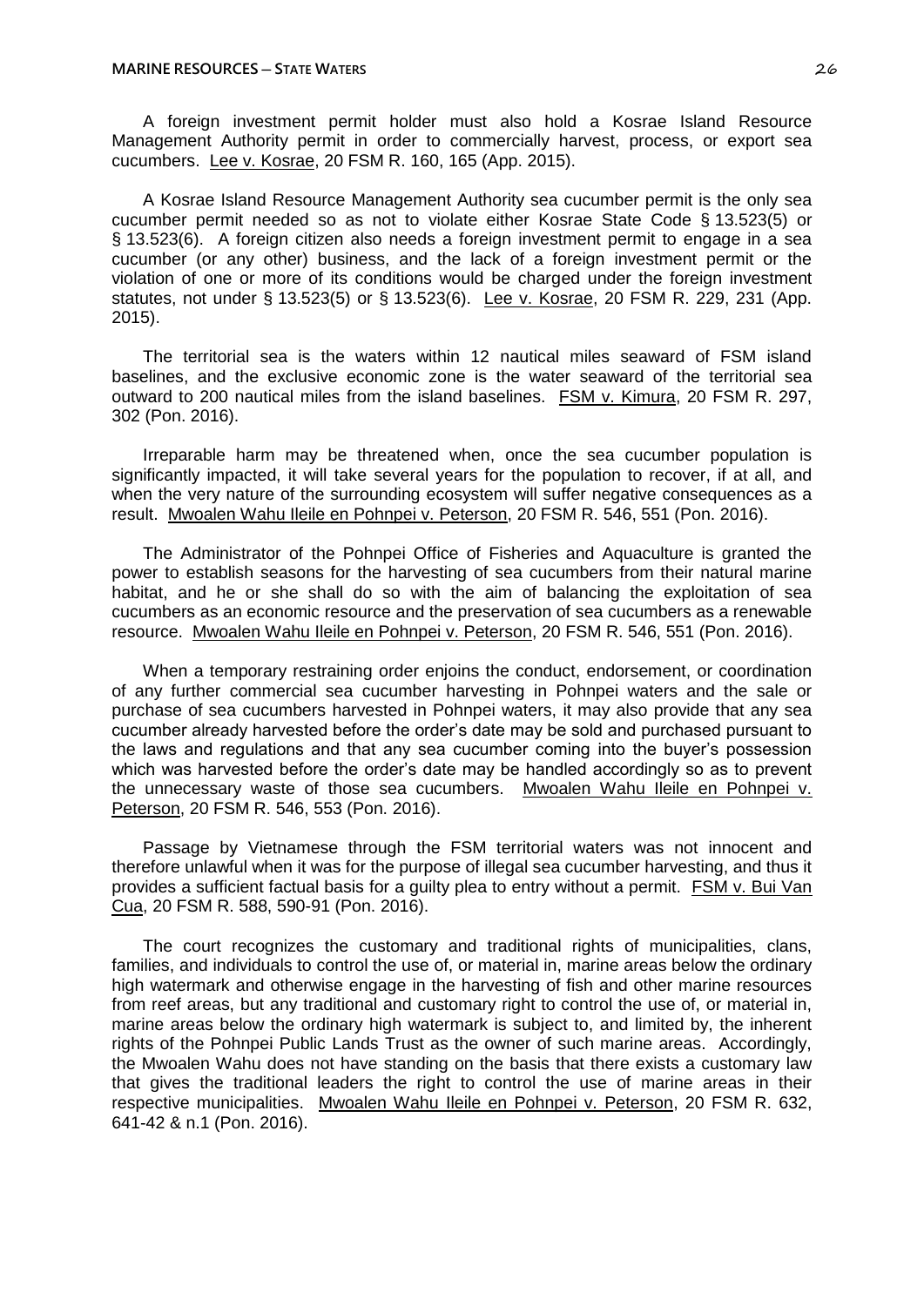A foreign investment permit holder must also hold a Kosrae Island Resource Management Authority permit in order to commercially harvest, process, or export sea cucumbers. Lee v. Kosrae, 20 FSM R. 160, 165 (App. 2015).

A Kosrae Island Resource Management Authority sea cucumber permit is the only sea cucumber permit needed so as not to violate either Kosrae State Code § 13.523(5) or § 13.523(6). A foreign citizen also needs a foreign investment permit to engage in a sea cucumber (or any other) business, and the lack of a foreign investment permit or the violation of one or more of its conditions would be charged under the foreign investment statutes, not under § 13.523(5) or § 13.523(6). Lee v. Kosrae, 20 FSM R. 229, 231 (App. 2015).

The territorial sea is the waters within 12 nautical miles seaward of FSM island baselines, and the exclusive economic zone is the water seaward of the territorial sea outward to 200 nautical miles from the island baselines. FSM v. Kimura, 20 FSM R. 297, 302 (Pon. 2016).

Irreparable harm may be threatened when, once the sea cucumber population is significantly impacted, it will take several years for the population to recover, if at all, and when the very nature of the surrounding ecosystem will suffer negative consequences as a result. Mwoalen Wahu Ileile en Pohnpei v. Peterson, 20 FSM R. 546, 551 (Pon. 2016).

The Administrator of the Pohnpei Office of Fisheries and Aquaculture is granted the power to establish seasons for the harvesting of sea cucumbers from their natural marine habitat, and he or she shall do so with the aim of balancing the exploitation of sea cucumbers as an economic resource and the preservation of sea cucumbers as a renewable resource. Mwoalen Wahu Ileile en Pohnpei v. Peterson, 20 FSM R. 546, 551 (Pon. 2016).

When a temporary restraining order enjoins the conduct, endorsement, or coordination of any further commercial sea cucumber harvesting in Pohnpei waters and the sale or purchase of sea cucumbers harvested in Pohnpei waters, it may also provide that any sea cucumber already harvested before the order's date may be sold and purchased pursuant to the laws and regulations and that any sea cucumber coming into the buyer's possession which was harvested before the order's date may be handled accordingly so as to prevent the unnecessary waste of those sea cucumbers. Mwoalen Wahu Ileile en Pohnpei v. Peterson, 20 FSM R. 546, 553 (Pon. 2016).

Passage by Vietnamese through the FSM territorial waters was not innocent and therefore unlawful when it was for the purpose of illegal sea cucumber harvesting, and thus it provides a sufficient factual basis for a guilty plea to entry without a permit. FSM v. Bui Van Cua, 20 FSM R. 588, 590-91 (Pon. 2016).

The court recognizes the customary and traditional rights of municipalities, clans, families, and individuals to control the use of, or material in, marine areas below the ordinary high watermark and otherwise engage in the harvesting of fish and other marine resources from reef areas, but any traditional and customary right to control the use of, or material in, marine areas below the ordinary high watermark is subject to, and limited by, the inherent rights of the Pohnpei Public Lands Trust as the owner of such marine areas. Accordingly, the Mwoalen Wahu does not have standing on the basis that there exists a customary law that gives the traditional leaders the right to control the use of marine areas in their respective municipalities. Mwoalen Wahu Ileile en Pohnpei v. Peterson, 20 FSM R. 632, 641-42 & n.1 (Pon. 2016).